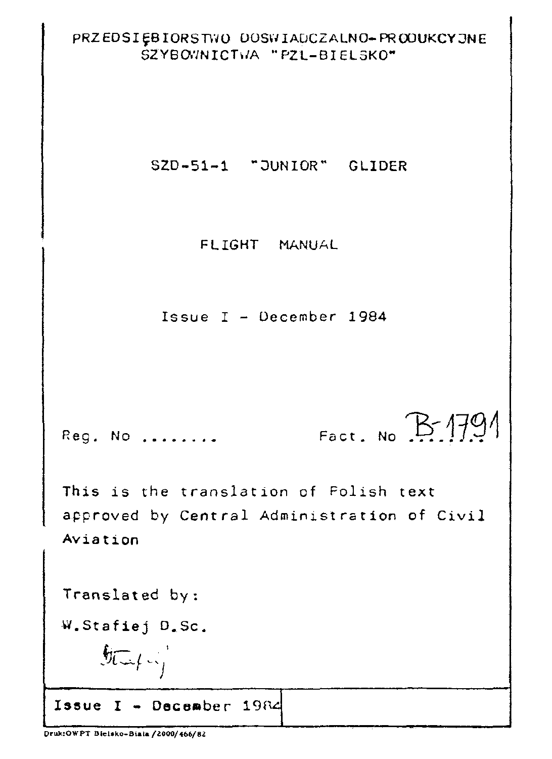PRZEDSIĘBIORSTWO DOSWIADCZALNO-PRODUKCYJNE SZYBOWNICTWA "PZL-BIELSKO"

# SZD-51-1 "JUNIOR" GLIDER

## FLIGHT MANUAL

Issue I - December 1984

Reg. No ........ Fact. No B-1791

This is the translation of Polish text approved by Central Administration of Civil Aviation

Translated by:

W.Stafiej D.Sc.

| Issue I - December 1984 | |
|---|---|

Druk:OWPT Bielsko-Biała /2000/466/82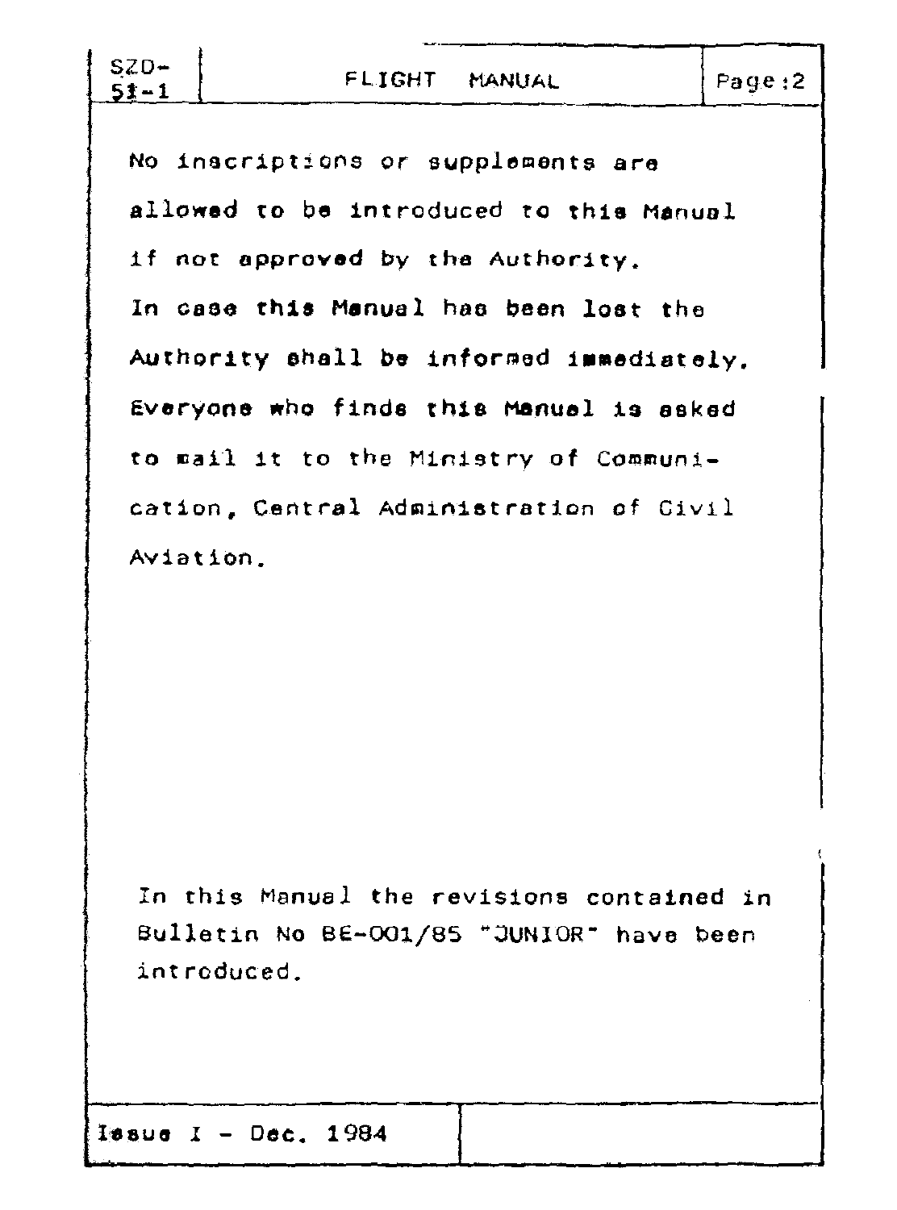No inscriptions or supplements are allowed to be introduced to this Manual if not approved by the Authority.
In case this Manual has been lost the Authority shall be informed immediately.
Everyone who finds this Manual is asked to mail it to the Ministry of Communication, Central Administration of Civil Aviation.

In this Manual the revisions contained in Bulletin No BE-001/85 "JUNIOR" have been introduced.

Issue I - Dec. 1984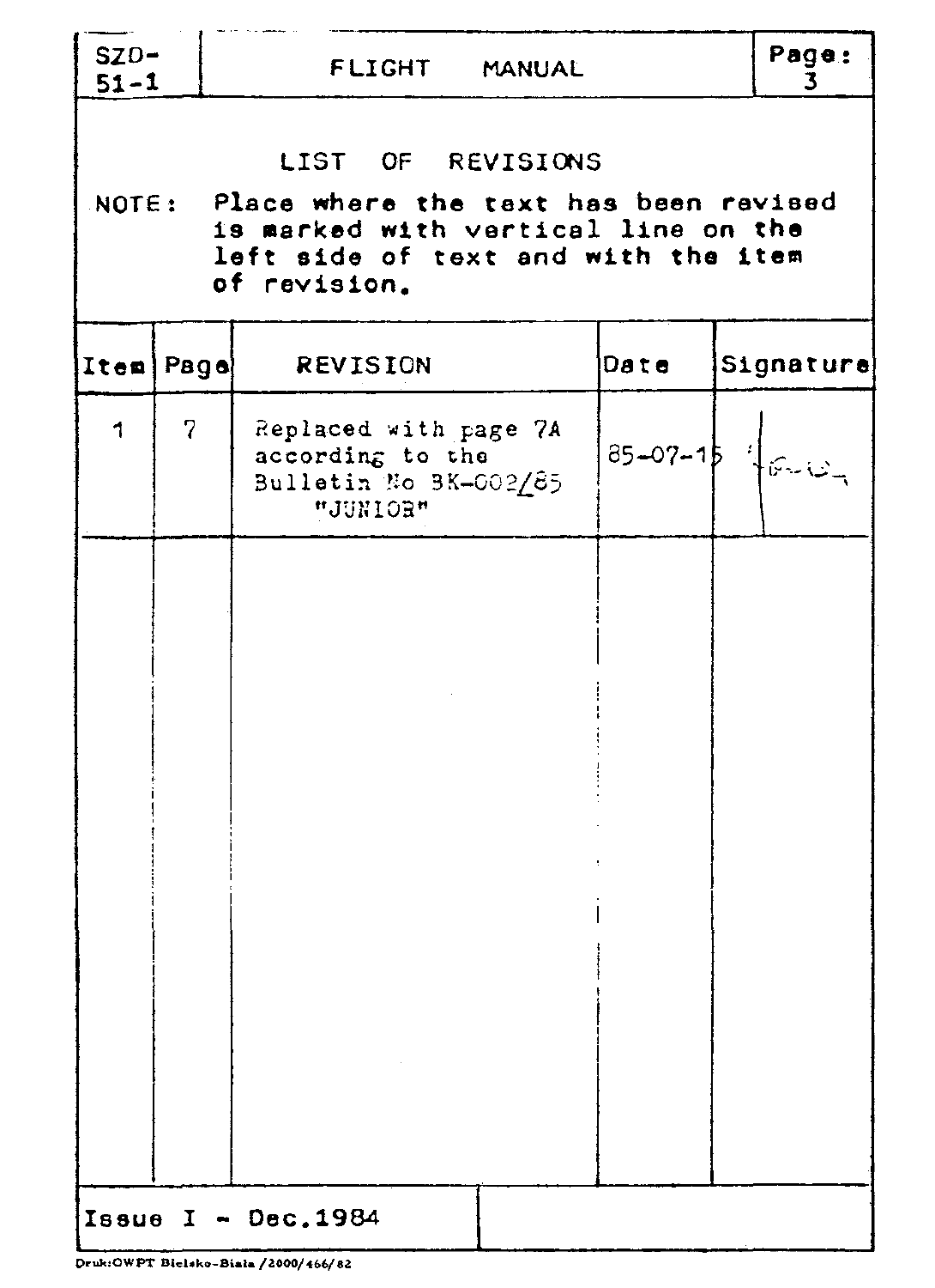# LIST OF REVISIONS

NOTE: Place where the text has been revised is marked with vertical line on the left side of text and with the item of revision.

| Item | Page | REVISION | Date | Signature |
|---|---|---|---|---|
| 1 | 7 | Replaced with page 7A according to the Bulletin No BK-002/85 "JUNIOR" | 85-07-15 | |

Issue I - Dec.1984

Druk:OWPT Bielsko-Biala /2000/466/82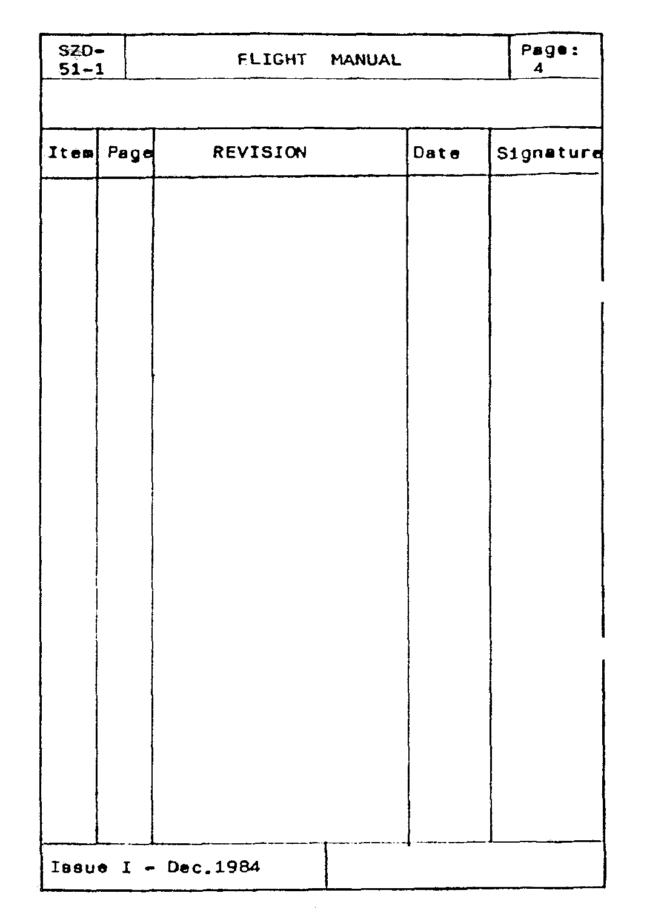| Item | Page | REVISION | Date | Signature |
|---|---|---|---|---|
| | | | | |

Issue I - Dec.1984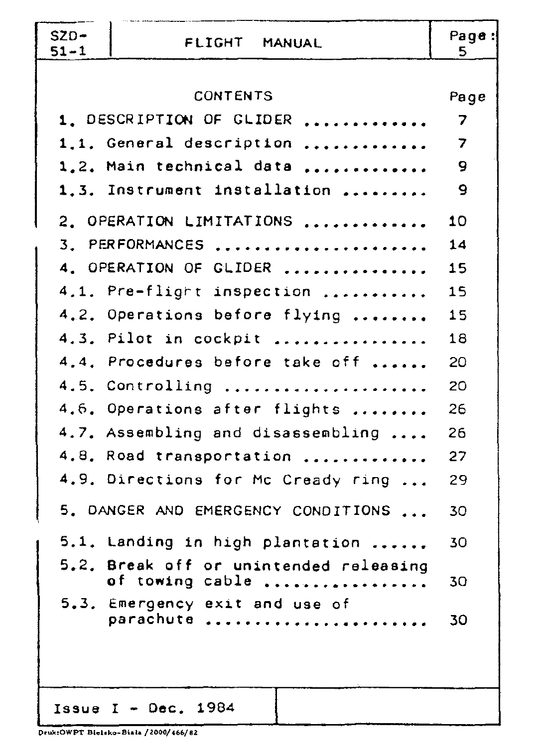# CONTENTS

| | Page |
|---|---|
| 1. DESCRIPTION OF GLIDER ............. | 7 |
| 1.1. General description ............. | 7 |
| 1.2. Main technical data ............. | 9 |
| 1.3. Instrument installation ......... | 9 |
| 2. OPERATION LIMITATIONS ............. | 10 |
| 3. PERFORMANCES ...................... | 14 |
| 4. OPERATION OF GLIDER ............... | 15 |
| 4.1. Pre-flight inspection ........... | 15 |
| 4.2. Operations before flying ........ | 15 |
| 4.3. Pilot in cockpit ................ | 18 |
| 4.4. Procedures before take off ...... | 20 |
| 4.5. Controlling ..................... | 20 |
| 4.6. Operations after flights ........ | 26 |
| 4.7. Assembling and disassembling .... | 26 |
| 4.8. Road transportation ............. | 27 |
| 4.9. Directions for Mc Cready ring ... | 29 |
| 5. DANGER AND EMERGENCY CONDITIONS ... | 30 |
| 5.1. Landing in high plantation ...... | 30 |
| 5.2. Break off or unintended releasing of towing cable ................ | 30 |
| 5.3. Emergency exit and use of parachute ...................... | 30 |

Issue I - Dec. 1984

Druk:OWPT Bielsko-Biala /2000/466/82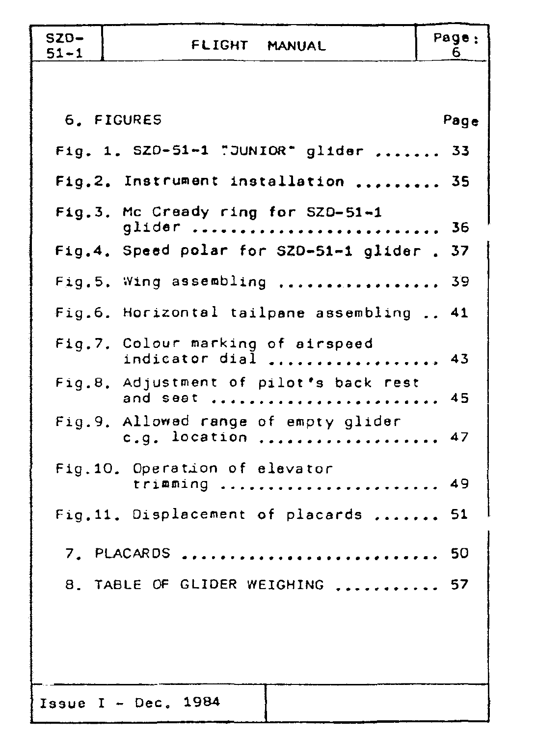## 6. FIGURES

| | Page |
|---|---|
| Fig. 1. SZD-51-1 "JUNIOR" glider | 33 |
| Fig.2. Instrument installation | 35 |
| Fig.3. Mc Cready ring for SZD-51-1 glider | 36 |
| Fig.4. Speed polar for SZD-51-1 glider | 37 |
| Fig.5. Wing assembling | 39 |
| Fig.6. Horizontal tailpane assembling | 41 |
| Fig.7. Colour marking of airspeed indicator dial | 43 |
| Fig.8. Adjustment of pilot's back rest and seat | 45 |
| Fig.9. Allowed range of empty glider c.g. location | 47 |
| Fig.10. Operation of elevator trimming | 49 |
| Fig.11. Displacement of placards | 51 |

## 7. PLACARDS ........................ 50

## 8. TABLE OF GLIDER WEIGHING ........... 57

Issue I - Dec. 1984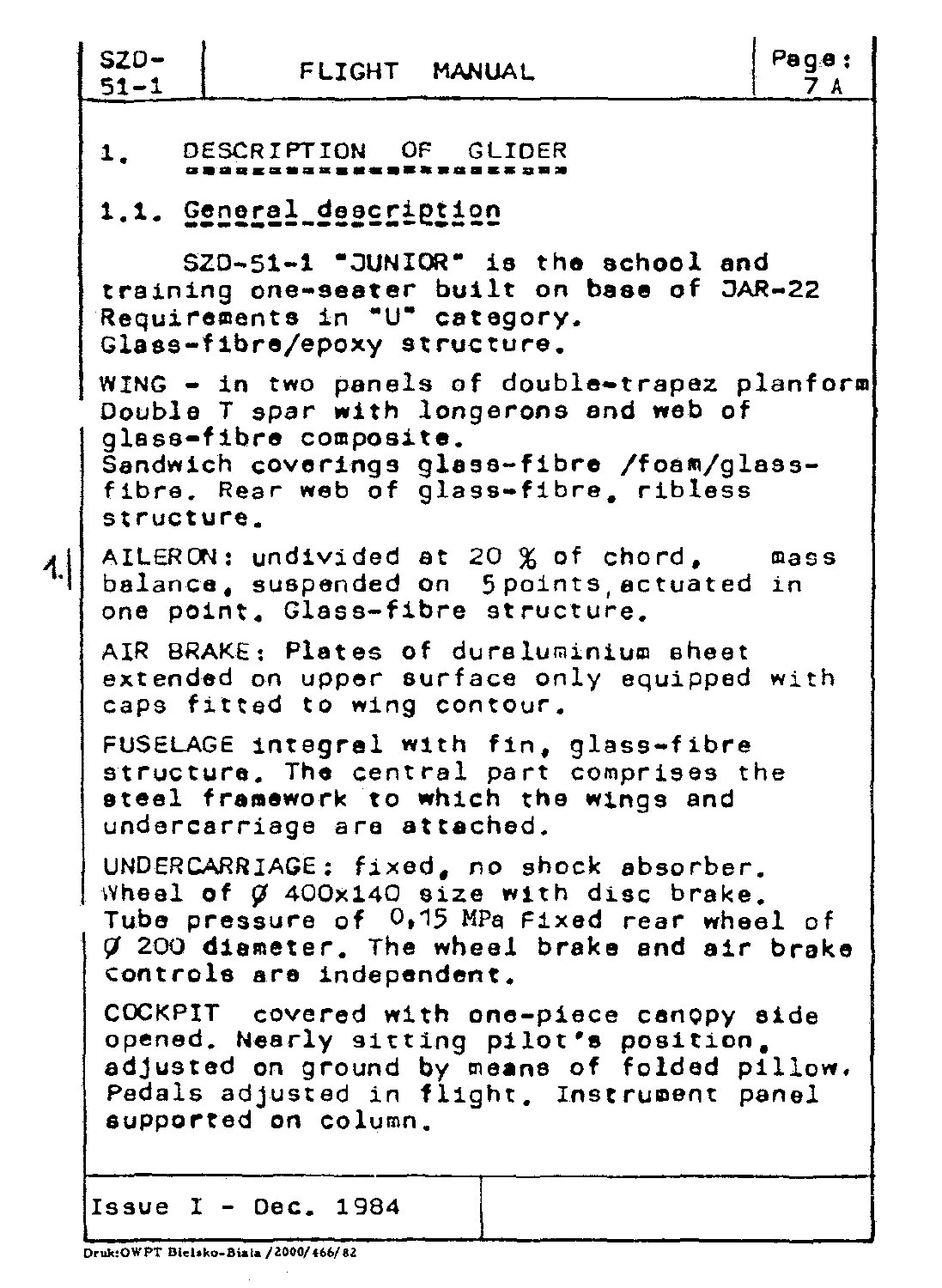# 1. DESCRIPTION OF GLIDER

## 1.1. General description

SZD-51-1 "JUNIOR" is the school and training one-seater built on base of JAR-22 Requirements in "U" category. Glass-fibre/epoxy structure.

WING - in two panels of double-trapez planform Double T spar with longerons and web of glass-fibre composite. Sandwich coverings glass-fibre /foam/glass-fibre. Rear web of glass-fibre, ribless structure.

AILERON: undivided at 20 % of chord, mass balance, suspended on 5 points, actuated in one point. Glass-fibre structure.

AIR BRAKE: Plates of duraluminium sheet extended on upper surface only equipped with caps fitted to wing contour.

FUSELAGE integral with fin, glass-fibre structure. The central part comprises the steel framework to which the wings and undercarriage are attached.

UNDERCARRIAGE: fixed, no shock absorber. Wheel of Ø 400x140 size with disc brake. Tube pressure of 0,15 MPa Fixed rear wheel of Ø 200 diameter. The wheel brake and air brake controls are independent.

COCKPIT covered with one-piece canopy side opened. Nearly sitting pilot's position, adjusted on ground by means of folded pillow. Pedals adjusted in flight. Instrument panel supported on column.

Issue I - Dec. 1984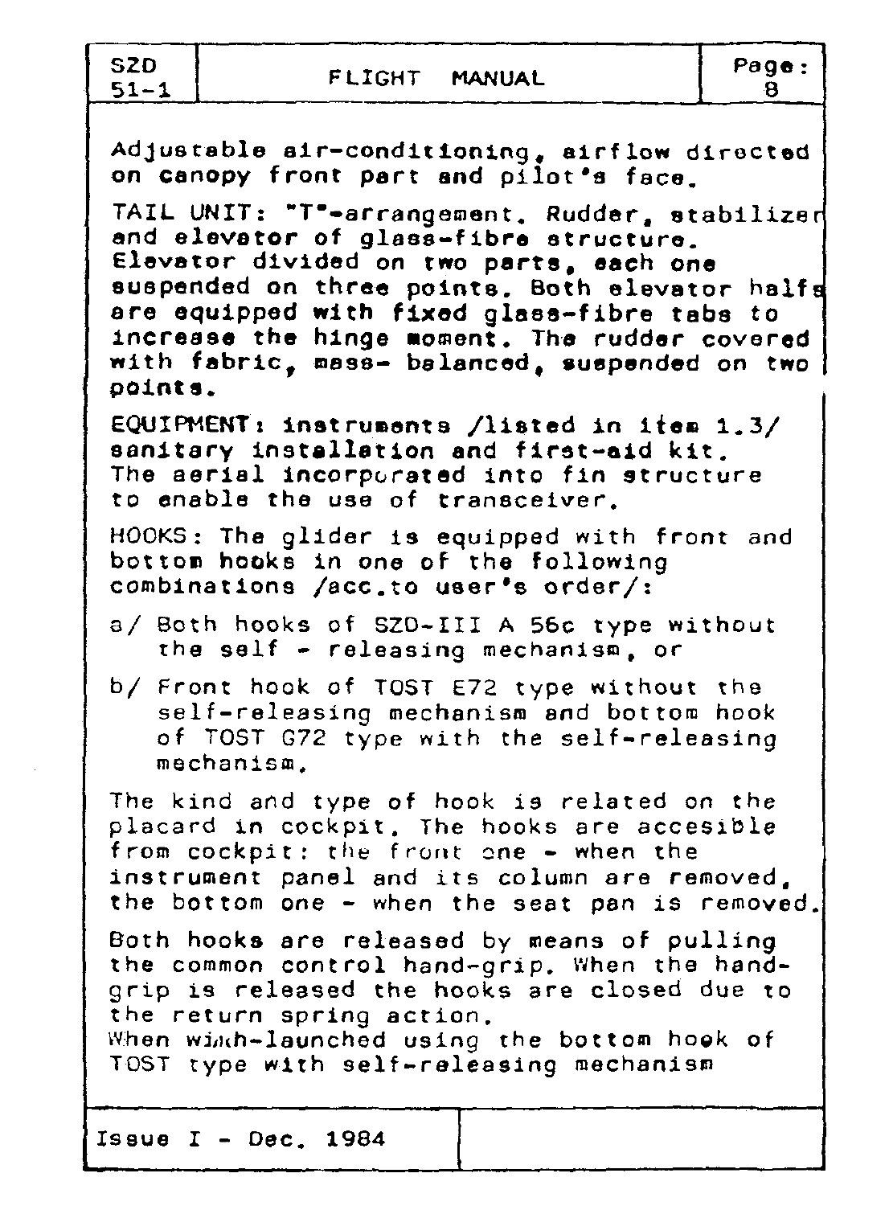Adjustable air-conditioning, airflow directed on canopy front part and pilot's face.

TAIL UNIT: "T"-arrangement. Rudder, stabilizer and elevator of glass-fibre structure. Elevator divided on two parts, each one suspended on three points. Both elevator halfs are equipped with fixed glass-fibre tabs to increase the hinge moment. The rudder covered with fabric, mass- balanced, suspended on two points.

EQUIPMENT: instruments /listed in item 1.3/ sanitary installation and first-aid kit. The aerial incorporated into fin structure to enable the use of transceiver.

HOOKS: The glider is equipped with front and bottom hooks in one of the following combinations /acc.to user's order/:

a/ Both hooks of SZD-III A 56c type without the self - releasing mechanism, or

b/ Front hook of TOST E72 type without the self-releasing mechanism and bottom hook of TOST G72 type with the self-releasing mechanism.

The kind and type of hook is related on the placard in cockpit. The hooks are accesible from cockpit: the front one - when the instrument panel and its column are removed, the bottom one - when the seat pan is removed.

Both hooks are released by means of pulling the common control hand-grip. When the hand-grip is released the hooks are closed due to the return spring action.
When winch-launched using the bottom hook of TOST type with self-releasing mechanism

Issue I - Dec. 1984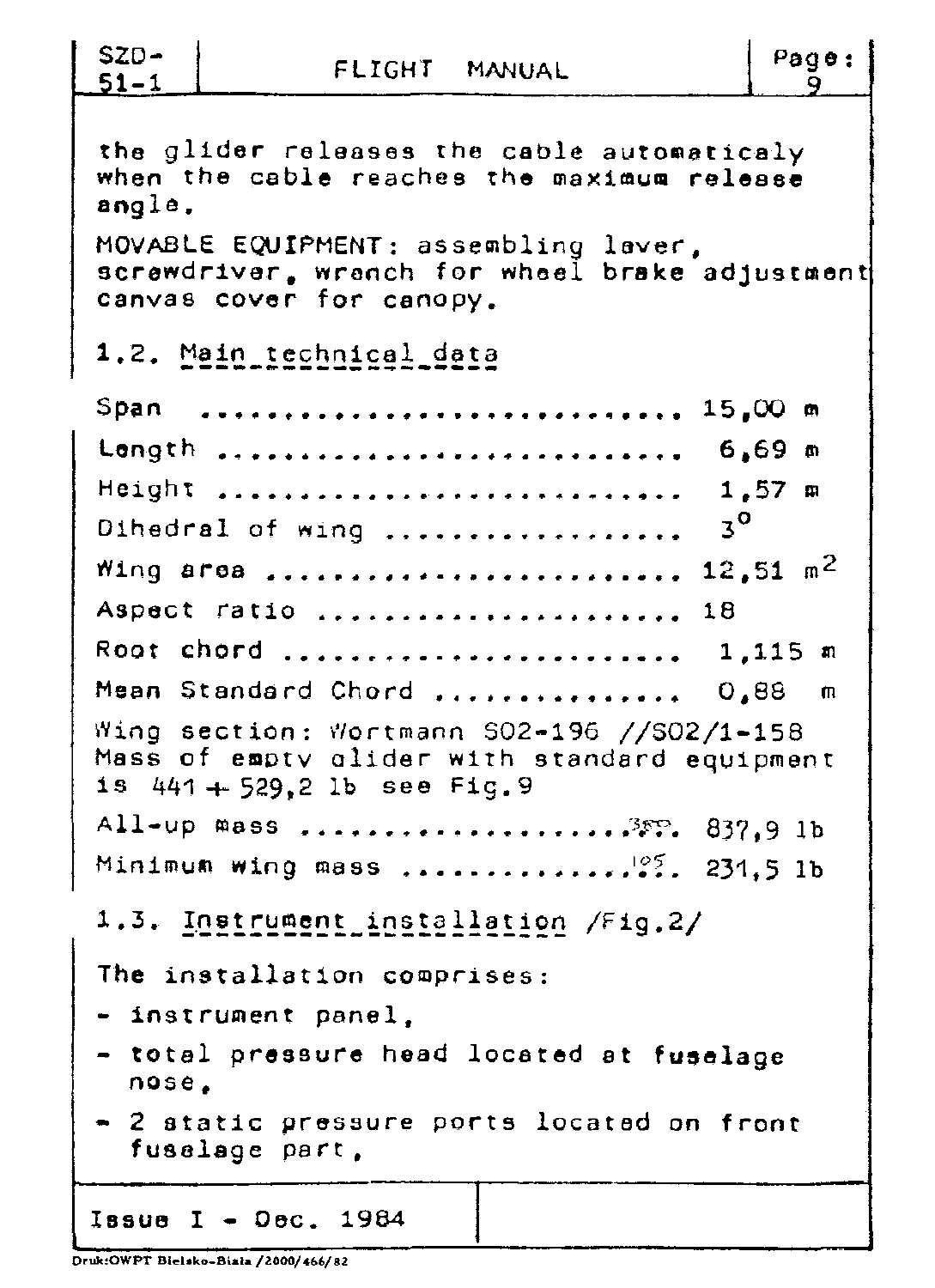the glider releases the cable automaticaly when the cable reaches the maximum release angle.

MOVABLE EQUIPMENT: assembling lever, screwdriver, wrench for wheel brake adjustment canvas cover for canopy.

## 1.2. Main technical data

Span .............................. 15,00 m

Length ............................ 6,69 m

Height ............................ 1,57 m

Dihedral of wing .................. $3^{o}$

Wing area ......................... 12,51 $m^2$

Aspect ratio ...................... 18

Root chord ........................ 1,115 m

Mean Standard Chord ............... 0,88 m

Wing section: Wortmann SO2-196 //SO2/1-158
Mass of empty glider with standard equipment is 441 + 529,2 lb see Fig.9

All-up mass ...................380. 837,9 lb

Minimum wing mass ...............105. 231,5 lb

## 1.3. Instrument installation /Fig.2/

The installation comprises:

- instrument panel,
- total pressure head located at fuselage nose,
- 2 static pressure ports located on front fuselage part,

Issue I - Dec. 1984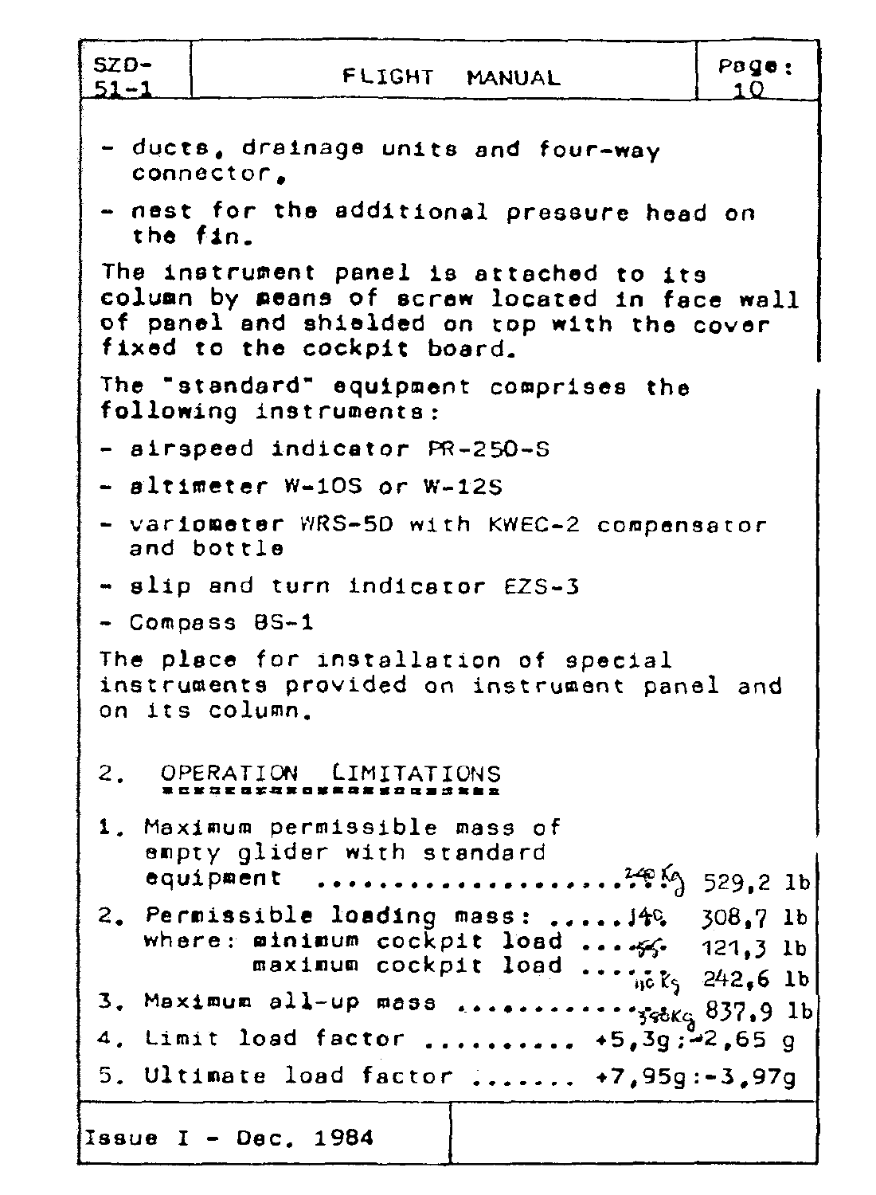- ducts, drainage units and four-way connector,
- nest for the additional pressure head on the fin.

The instrument panel is attached to its column by means of screw located in face wall of panel and shielded on top with the cover fixed to the cockpit board.

The "standard" equipment comprises the following instruments:

- airspeed indicator PR-250-S
- altimeter W-10S or W-12S
- variometer WRS-5D with KWEC-2 compensator and bottle
- slip and turn indicator EZS-3
- Compass BS-1

The place for installation of special instruments provided on instrument panel and on its column.

## 2. OPERATION LIMITATIONS

1. Maximum permissible mass of empty glider with standard equipment .................... 240 kg 529,2 lb
2. Permissible loading mass: ..... 140 308,7 lb
   where: minimum cockpit load ..... 55 121,3 lb
   maximum cockpit load ..... 110 kg 242,6 lb
3. Maximum all-up mass ........... 380 kg 837,9 lb
4. Limit load factor .......... +5,3g;-2,65 g
5. Ultimate load factor ....... +7,95g:-3,97g

Issue I - Dec. 1984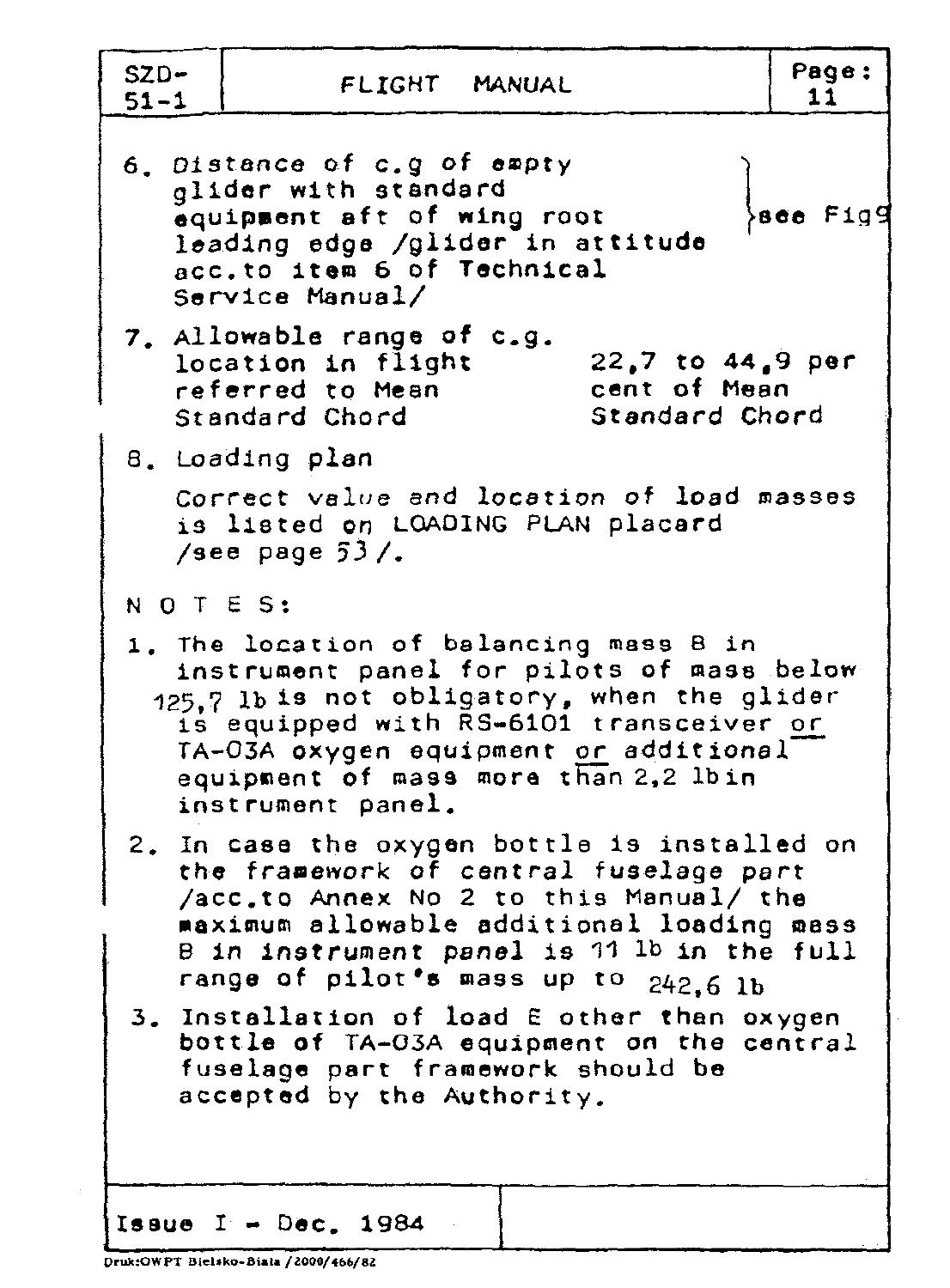6. Distance of c.g of empty glider with standard equipment aft of wing root leading edge /glider in attitude acc.to item 6 of Technical Service Manual/ — see Fig9

7. Allowable range of c.g. location in flight referred to Mean Standard Chord — 22,7 to 44,9 per cent of Mean Standard Chord

8. Loading plan

   Correct value and location of load masses is listed on LOADING PLAN placard /see page 53/.

N O T E S:

1. The location of balancing mass B in instrument panel for pilots of mass below 125,7 lb is not obligatory, when the glider is equipped with RS-6101 transceiver or TA-03A oxygen equipment or additional equipment of mass more than 2,2 lb in instrument panel.

2. In case the oxygen bottle is installed on the framework of central fuselage part /acc.to Annex No 2 to this Manual/ the maximum allowable additional loading mass B in instrument panel is 11 lb in the full range of pilot's mass up to 242,6 lb

3. Installation of load E other than oxygen bottle of TA-03A equipment on the central fuselage part framework should be accepted by the Authority.

Issue I - Dec. 1984

Druk:OWPT Bielsko-Biała /2000/466/82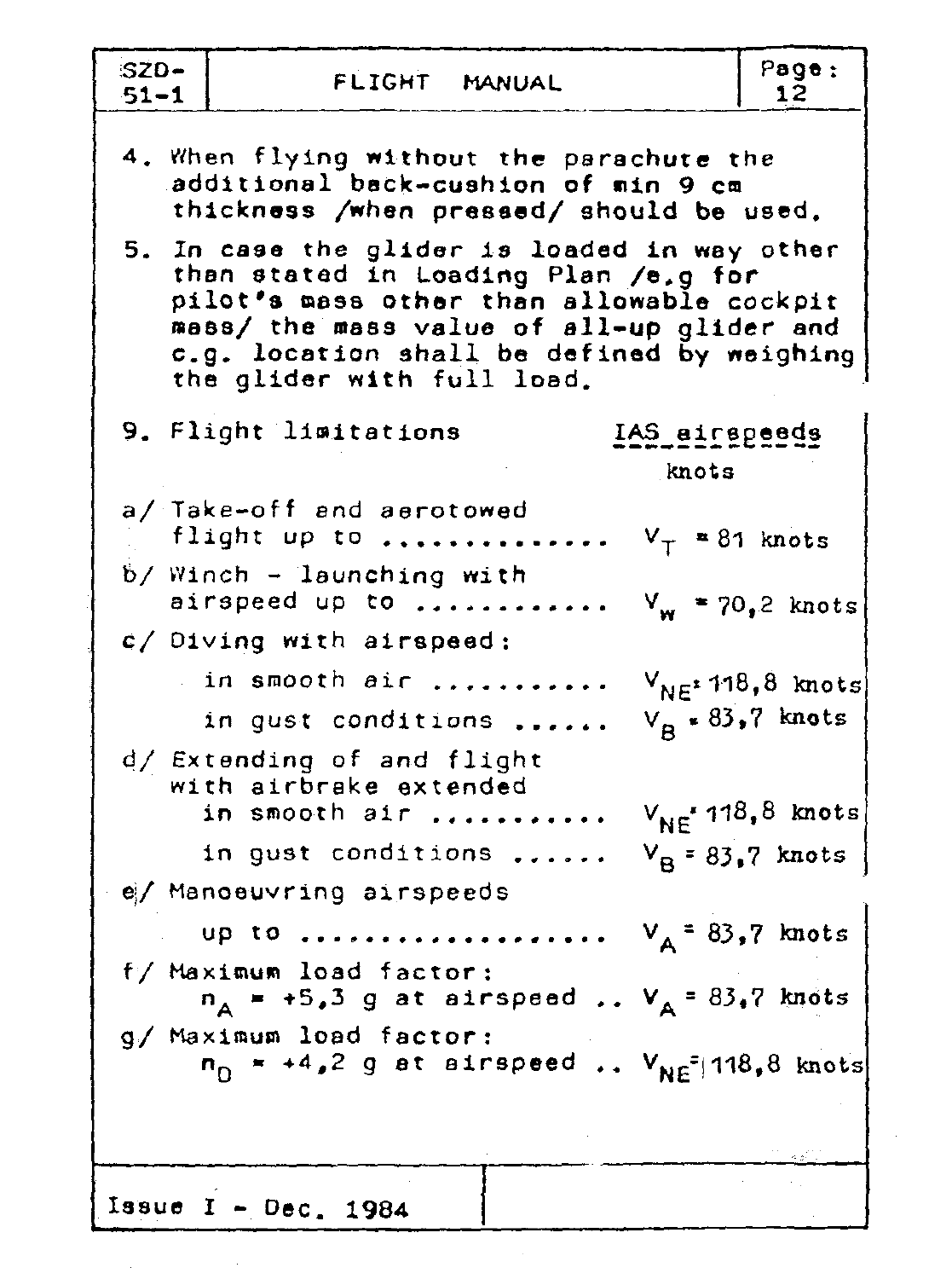4. When flying without the parachute the additional back-cushion of min 9 cm thickness /when pressed/ should be used.

5. In case the glider is loaded in way other than stated in Loading Plan /e.g for pilot's mass other than allowable cockpit mass/ the mass value of all-up glider and c.g. location shall be defined by weighing the glider with full load.

## 9. Flight limitations

| | IAS airspeeds knots |
|---|---|
| a/ Take-off and aerotowed flight up to ............. | $V_T$ = 81 knots |
| b/ Winch - launching with airspeed up to ............ | $V_W$ = 70,2 knots |
| c/ Diving with airspeed: | |
| in smooth air ........... | $V_{NE}$ = 118,8 knots |
| in gust conditions ...... | $V_B$ = 83,7 knots |
| d/ Extending of and flight with airbrake extended | |
| in smooth air ........... | $V_{NE}$ = 118,8 knots |
| in gust conditions ...... | $V_B$ = 83,7 knots |
| e/ Manoeuvring airspeeds | |
| up to .................. | $V_A$ = 83,7 knots |
| f/ Maximum load factor: $n_A$ = +5,3 g at airspeed .. | $V_A$ = 83,7 knots |
| g/ Maximum load factor: $n_D$ = +4,2 g at airspeed .. | $V_{NE}$ = 118,8 knots |

Issue I - Dec. 1984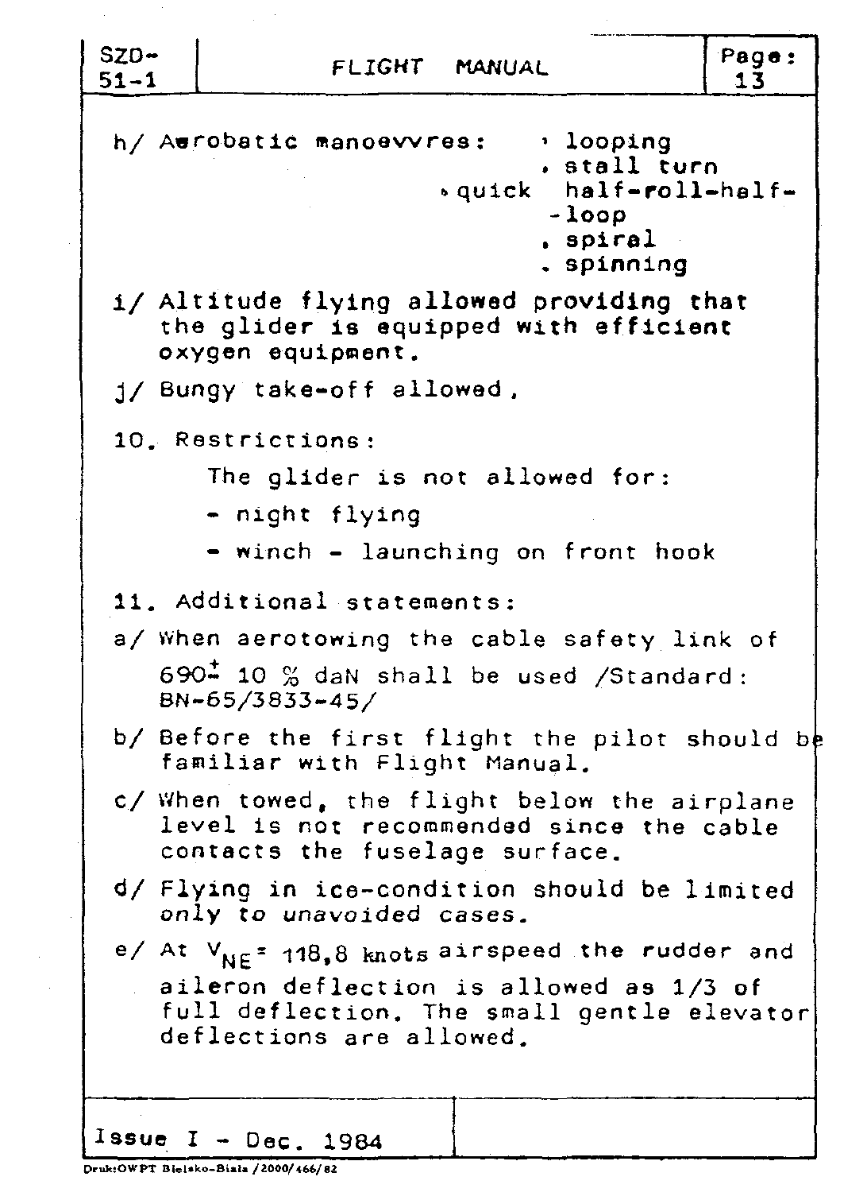h/ Aerobatic manoevvres:
- looping
- stall turn
- quick half-roll-half-loop
- spiral
- spinning

i/ Altitude flying allowed providing that the glider is equipped with efficient oxygen equipment.

j/ Bungy take-off allowed.

10. Restrictions:

The glider is not allowed for:

- night flying
- winch - launching on front hook

11. Additional statements:

a/ When aerotowing the cable safety link of $690 \pm 10$ % daN shall be used /Standard: BN-65/3833-45/

b/ Before the first flight the pilot should be familiar with Flight Manual.

c/ When towed, the flight below the airplane level is not recommended since the cable contacts the fuselage surface.

d/ Flying in ice-condition should be limited *only to unavoided cases.*

e/ At $V_{NE}$ = 118,8 knots airspeed the rudder and aileron deflection is allowed as 1/3 of full deflection. The small gentle elevator deflections are allowed.

Issue I - Dec. 1984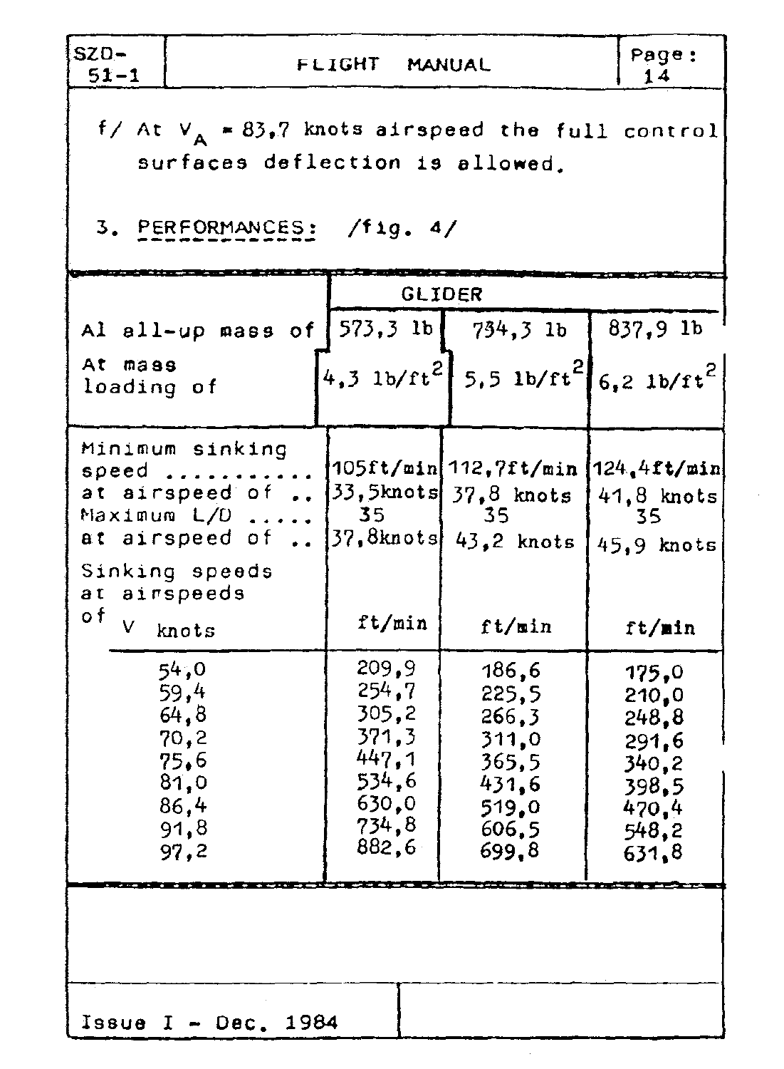f/ At $V_A$ = 83,7 knots airspeed the full control surfaces deflection is allowed.

## 3. PERFORMANCES: /fig. 4/

| | GLIDER | | |
|---|---|---|---|
| Al all-up mass of | 573,3 lb | 734,3 lb | 837,9 lb |
| At mass loading of | 4,3 lb/ft$^2$ | 5,5 lb/ft$^2$ | 6,2 lb/ft$^2$ |
| Minimum sinking speed ........... | 105ft/min | 112,7ft/min | 124,4ft/min |
| at airspeed of .. | 33,5knots | 37,8 knots | 41,8 knots |
| Maximum L/D ..... | 35 | 35 | 35 |
| at airspeed of .. | 37,8knots | 43,2 knots | 45,9 knots |
| Sinking speeds at airspeeds of V knots | ft/min | ft/min | ft/min |
| 54,0 | 209,9 | 186,6 | 175,0 |
| 59,4 | 254,7 | 225,5 | 210,0 |
| 64,8 | 305,2 | 266,3 | 248,8 |
| 70,2 | 371,3 | 311,0 | 291,6 |
| 75,6 | 447,1 | 365,5 | 340,2 |
| 81,0 | 534,6 | 431,6 | 398,5 |
| 86,4 | 630,0 | 519,0 | 470,4 |
| 91,8 | 734,8 | 606,5 | 548,2 |
| 97,2 | 882,6 | 699,8 | 631,8 |

Issue I - Dec. 1984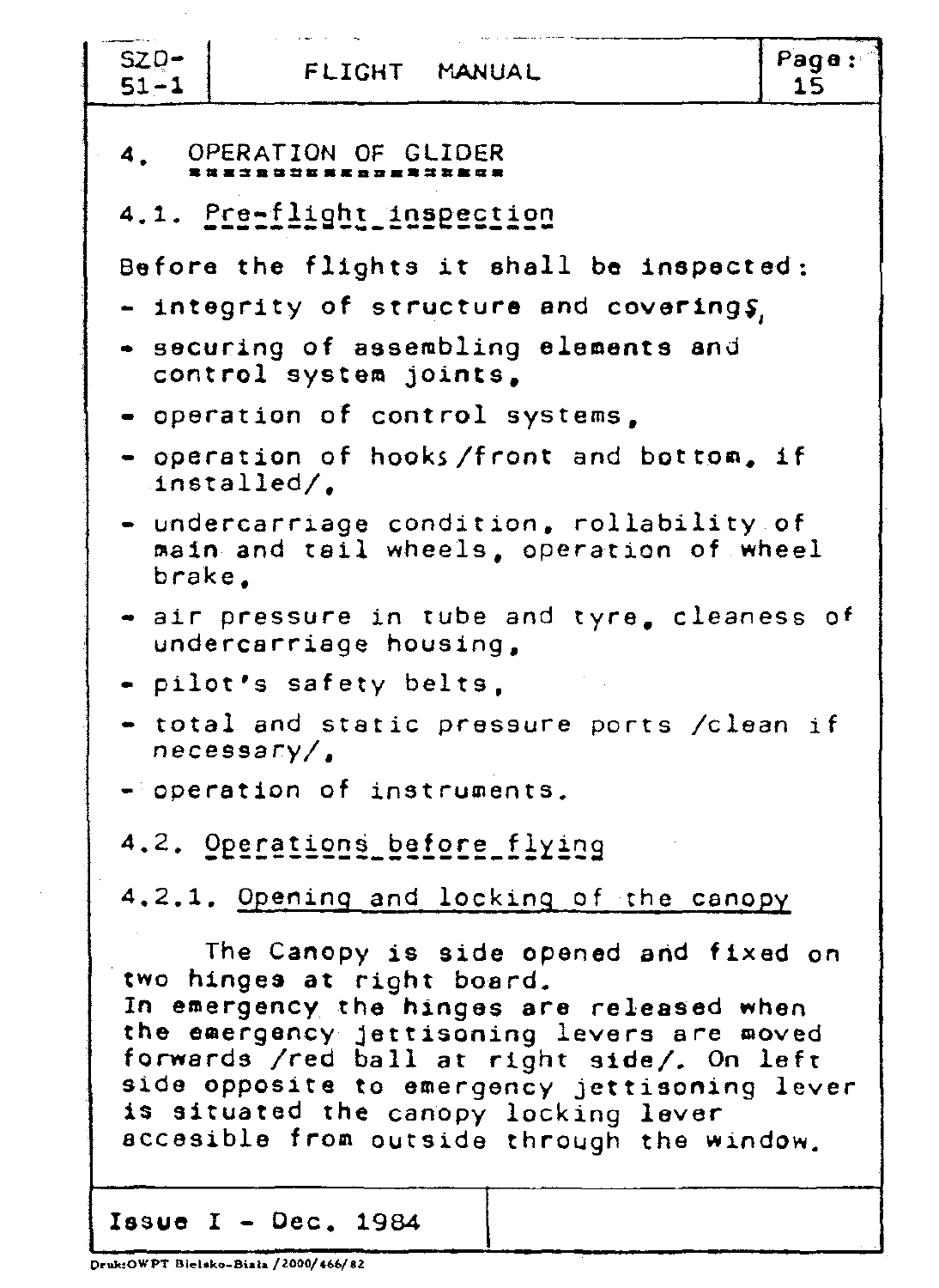# 4. OPERATION OF GLIDER

## 4.1. Pre-flight inspection

Before the flights it shall be inspected:

- integrity of structure and coverings,
- securing of assembling elements and control system joints,
- operation of control systems,
- operation of hooks /front and bottom, if installed/,
- undercarriage condition, rollability of main and tail wheels, operation of wheel brake,
- air pressure in tube and tyre, cleaness of undercarriage housing,
- pilot's safety belts,
- total and static pressure ports /clean if necessary/,
- operation of instruments.

## 4.2. Operations before flying

### 4.2.1. Opening and locking of the canopy

The Canopy is side opened and fixed on two hinges at right board.
In emergency the hinges are released when the emergency jettisoning levers are moved forwards /red ball at right side/. On left side opposite to emergency jettisoning lever is situated the canopy locking lever accesible from outside through the window.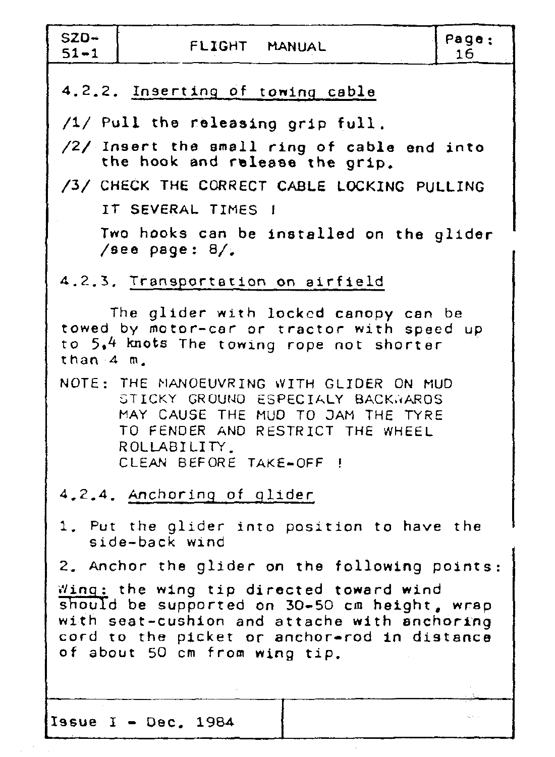### 4.2.2. Inserting of towing cable

/1/ Pull the releasing grip full.

/2/ Insert the small ring of cable end into the hook and release the grip.

/3/ CHECK THE CORRECT CABLE LOCKING PULLING IT SEVERAL TIMES !

Two hooks can be installed on the glider /see page: 8/.

### 4.2.3. Transportation on airfield

The glider with locked canopy can be towed by motor-car or tractor with speed up to 5,4 knots The towing rope not shorter than 4 m.

NOTE: THE MANOEUVRING WITH GLIDER ON MUD STICKY GROUND ESPECIALY BACKWARDS MAY CAUSE THE MUD TO JAM THE TYRE TO FENDER AND RESTRICT THE WHEEL ROLLABILITY.
CLEAN BEFORE TAKE-OFF !

### 4.2.4. Anchoring of glider

1. Put the glider into position to have the side-back wind

2. Anchor the glider on the following points:

Wing: the wing tip directed toward wind should be supported on 30-50 cm height, wrap with seat-cushion and attache with anchoring cord to the picket or anchor-rod in distance of about 50 cm from wing tip.

Issue I - Dec. 1984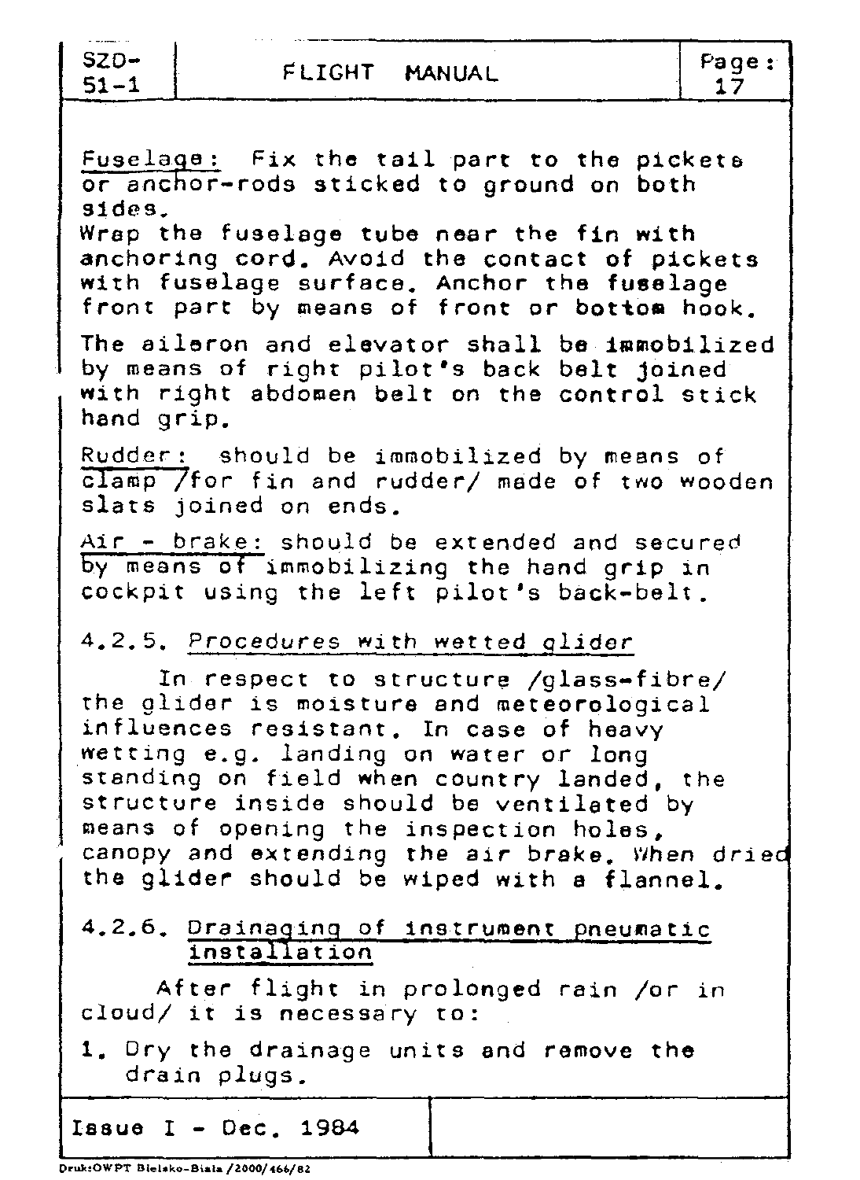Fuselage: Fix the tail part to the pickets or anchor-rods sticked to ground on both sides.
Wrap the fuselage tube near the fin with anchoring cord. Avoid the contact of pickets with fuselage surface. Anchor the fuselage front part by means of front or bottom hook.

The aileron and elevator shall be immobilized by means of right pilot's back belt joined with right abdomen belt on the control stick hand grip.

Rudder: should be immobilized by means of clamp /for fin and rudder/ made of two wooden slats joined on ends.

Air - brake: should be extended and secured by means of immobilizing the hand grip in cockpit using the left pilot's back-belt.

### 4.2.5. *Procedures with wetted glider*

In respect to structure /glass-fibre/ the glider is moisture and meteorological influences resistant. In case of heavy wetting e.g. landing on water or long standing on field when country landed, the structure inside should be ventilated by means of opening the inspection holes, canopy and extending the air brake. When dried the glider should be wiped with a flannel.

### 4.2.6. Drainaging of instrument pneumatic installation

After flight in prolonged rain /or in cloud/ it is necessary to:

1. Dry the drainage units and remove the drain plugs.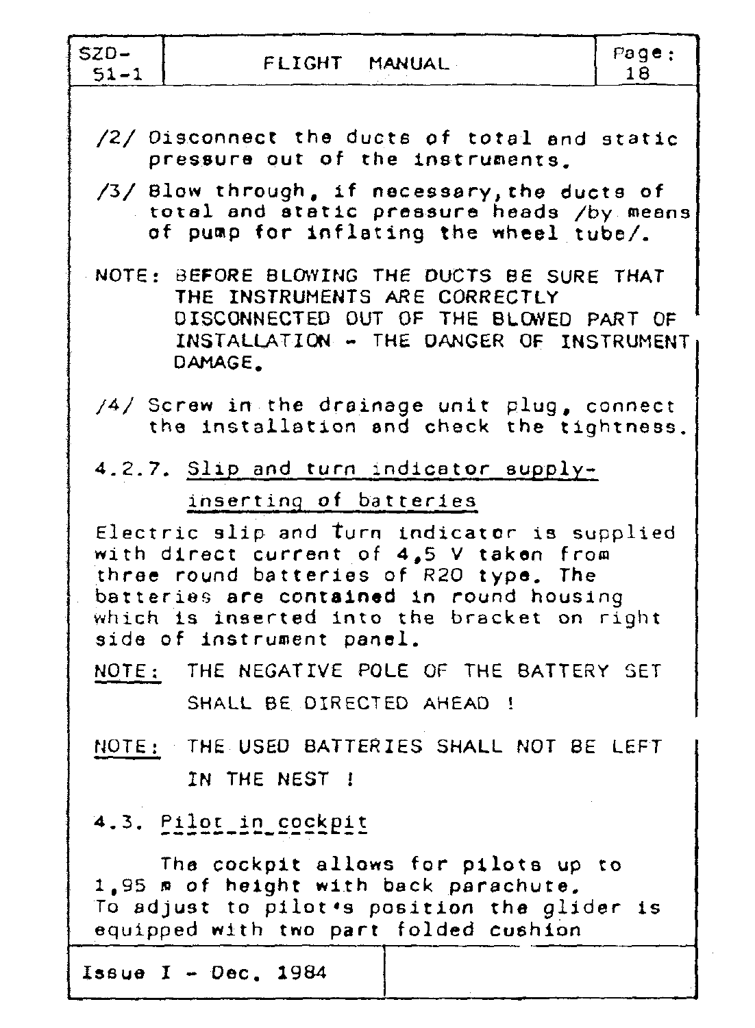/2/ Disconnect the ducts of total and static pressure out of the instruments.

/3/ Blow through, if necessary, the ducts of total and static pressure heads /by means of pump for inflating the wheel tube/.

NOTE: BEFORE BLOWING THE DUCTS BE SURE THAT THE INSTRUMENTS ARE CORRECTLY DISCONNECTED OUT OF THE BLOWED PART OF INSTALLATION - THE DANGER OF INSTRUMENT DAMAGE.

/4/ Screw in the drainage unit plug, connect the installation and check the tightness.

### 4.2.7. Slip and turn indicator supply-inserting of batteries

Electric slip and turn indicator is supplied with direct current of 4,5 V taken from three round batteries of R20 type. The batteries are contained in round housing which is inserted into the bracket on right side of instrument panel.

NOTE: THE NEGATIVE POLE OF THE BATTERY SET SHALL BE DIRECTED AHEAD !

NOTE: THE USED BATTERIES SHALL NOT BE LEFT IN THE NEST !

## 4.3. Pilot in cockpit

The cockpit allows for pilots up to 1,95 m of height with back parachute. To adjust to pilot's position the glider is equipped with two part folded cushion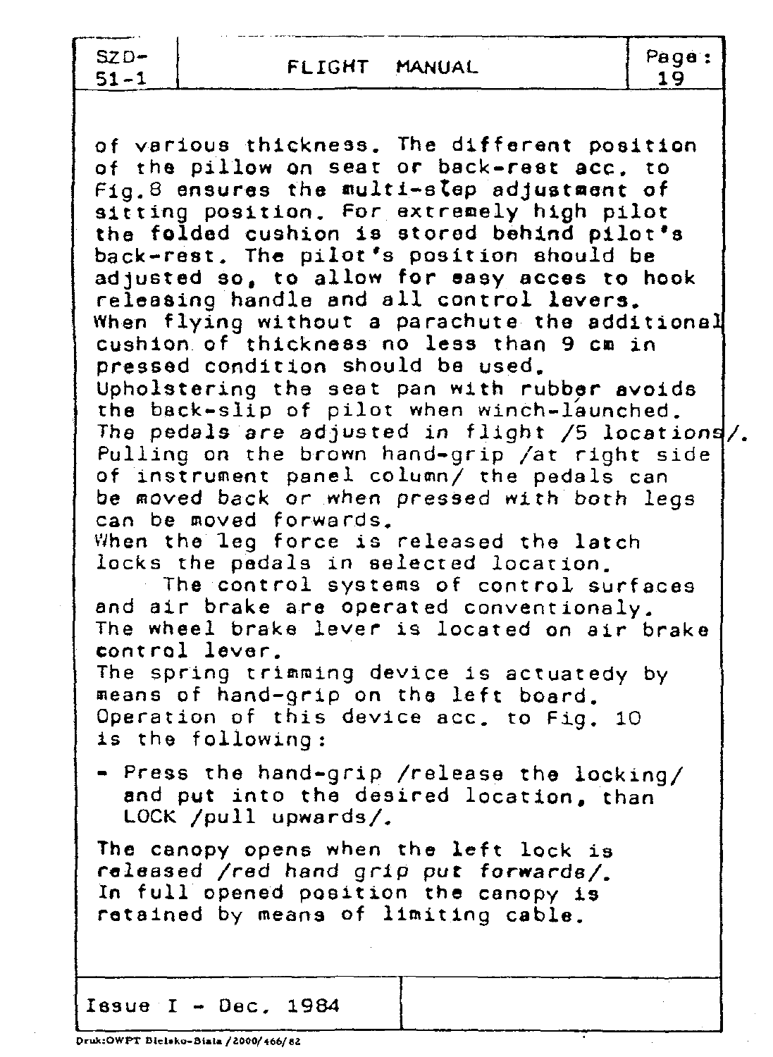of various thickness. The different position of the pillow on seat or back-rest acc. to Fig.8 ensures the multi-step adjustment of sitting position. For extremely high pilot the folded cushion is stored behind pilot's back-rest. The pilot's position should be adjusted so, to allow for easy acces to hook releasing handle and all control levers.
When flying without a parachute the additional cushion of thickness no less than 9 cm in pressed condition should be used.
Upholstering the seat pan with rubber avoids the back-slip of pilot when winch-launched.
The pedals are adjusted in flight /5 locations/.
Pulling on the brown hand-grip /at right side of instrument panel column/ the pedals can be moved back or when pressed with both legs can be moved forwards.
When the leg force is released the latch locks the pedals in selected location.

The control systems of control surfaces and air brake are operated conventionaly.
The wheel brake lever is located on air brake control lever.
The spring trimming device is actuatedy by means of hand-grip on the left board.
Operation of this device acc. to Fig. 10 is the following:

- Press the hand-grip /release the locking/ and put into the desired location, than LOCK /pull upwards/.

The canopy opens when the left lock is released /red hand grip put forwards/.
In full opened position the canopy is retained by means of limiting cable.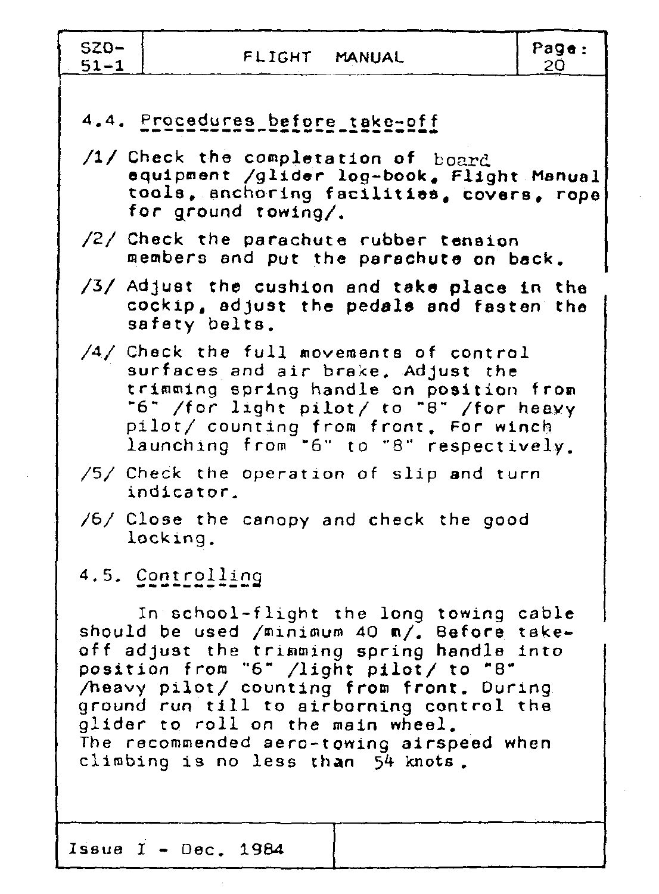## 4.4. Procedures before take-off

/1/ Check the completation of board equipment /glider log-book, Flight Manual tools, anchoring facilities, covers, rope for ground towing/.

/2/ Check the parachute rubber tension members and put the parachute on back.

/3/ Adjust the cushion and take place in the cockip, adjust the pedals and fasten the safety belts.

/4/ Check the full movements of control surfaces and air brake. Adjust the trimming spring handle on position from "6" /for light pilot/ to "8" /for heavy pilot/ counting from front. For winch launching from "6" to "8" respectively.

/5/ Check the operation of slip and turn indicator.

/6/ Close the canopy and check the good locking.

## 4.5. Controlling

In school-flight the long towing cable should be used /minimum 40 m/. Before take-off adjust the trimming spring handle into position from "6" /light pilot/ to "8" /heavy pilot/ counting from front. During ground run till to airborning control the glider to roll on the main wheel.
The recommended aero-towing airspeed when climbing is no less than 54 knots.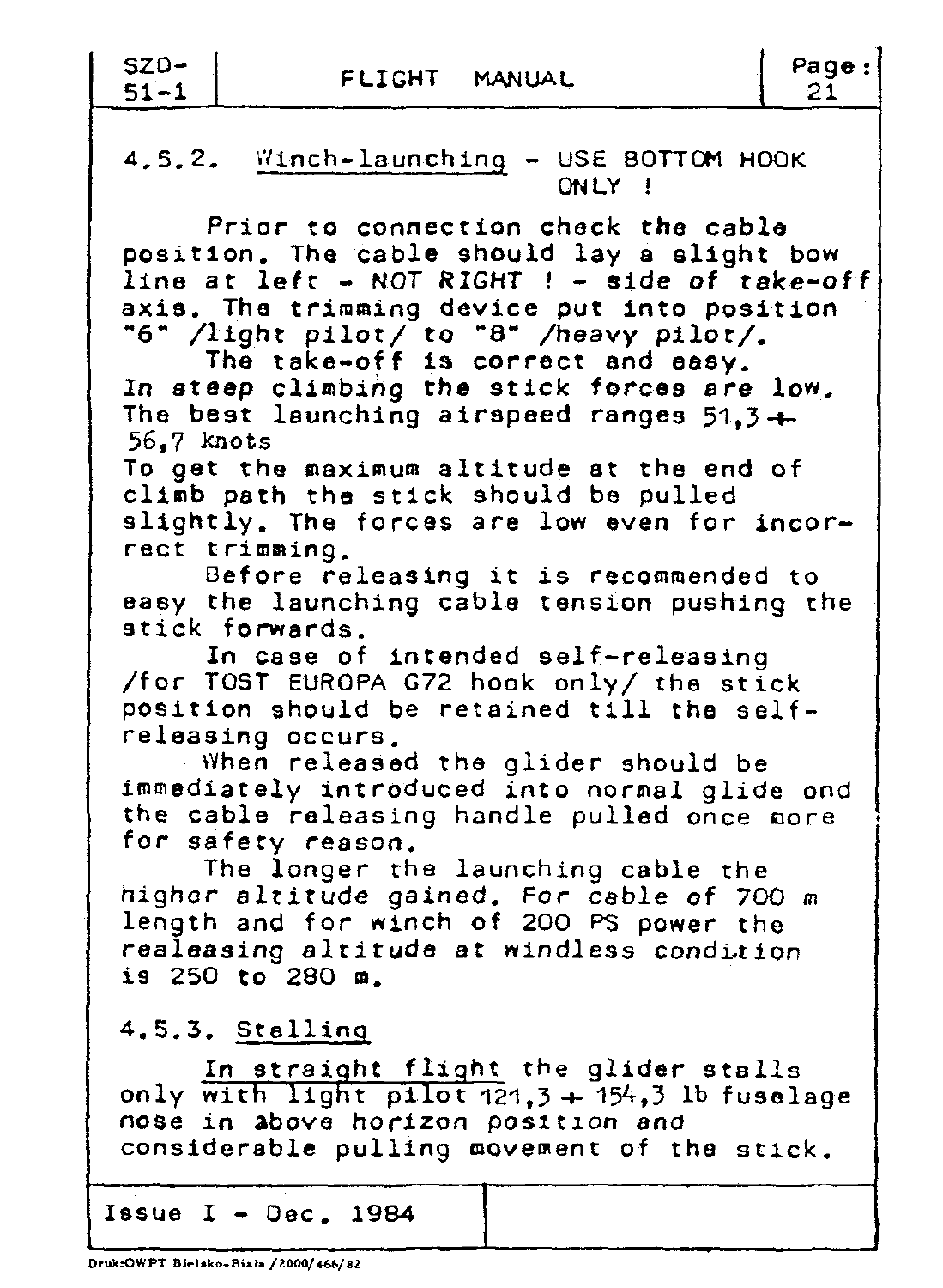### 4.5.2. Winch-launching - USE BOTTOM HOOK ONLY !

Prior to connection check the cable position. The cable should lay a slight bow line at left - NOT RIGHT ! - side of take-off axis. The trimming device put into position "6" /light pilot/ to "8" /heavy pilot/.

The take-off is correct and easy. In steep climbing the stick forces are low. The best launching airspeed ranges 51,3 ÷ 56,7 knots

To get the maximum altitude at the end of climb path the stick should be pulled slightly. The forces are low even for incorrect trimming.

Before releasing it is recommended to easy the launching cable tension pushing the stick forwards.

In case of intended self-releasing /for TOST EUROPA G72 hook only/ the stick position should be retained till the self-releasing occurs.

When released the glider should be immediately introduced into normal glide ond the cable releasing handle pulled once more for safety reason.

The longer the launching cable the higher altitude gained. For cable of 700 m length and for winch of 200 PS power the realeasing altitude at windless condition is 250 to 280 m.

### 4.5.3. Stalling

<u>In straight flight</u> the glider stalls only with light pilot 121,3 ÷ 154,3 lb fuselage nose in above horizon position and considerable pulling movement of the stick.

Issue I - Dec. 1984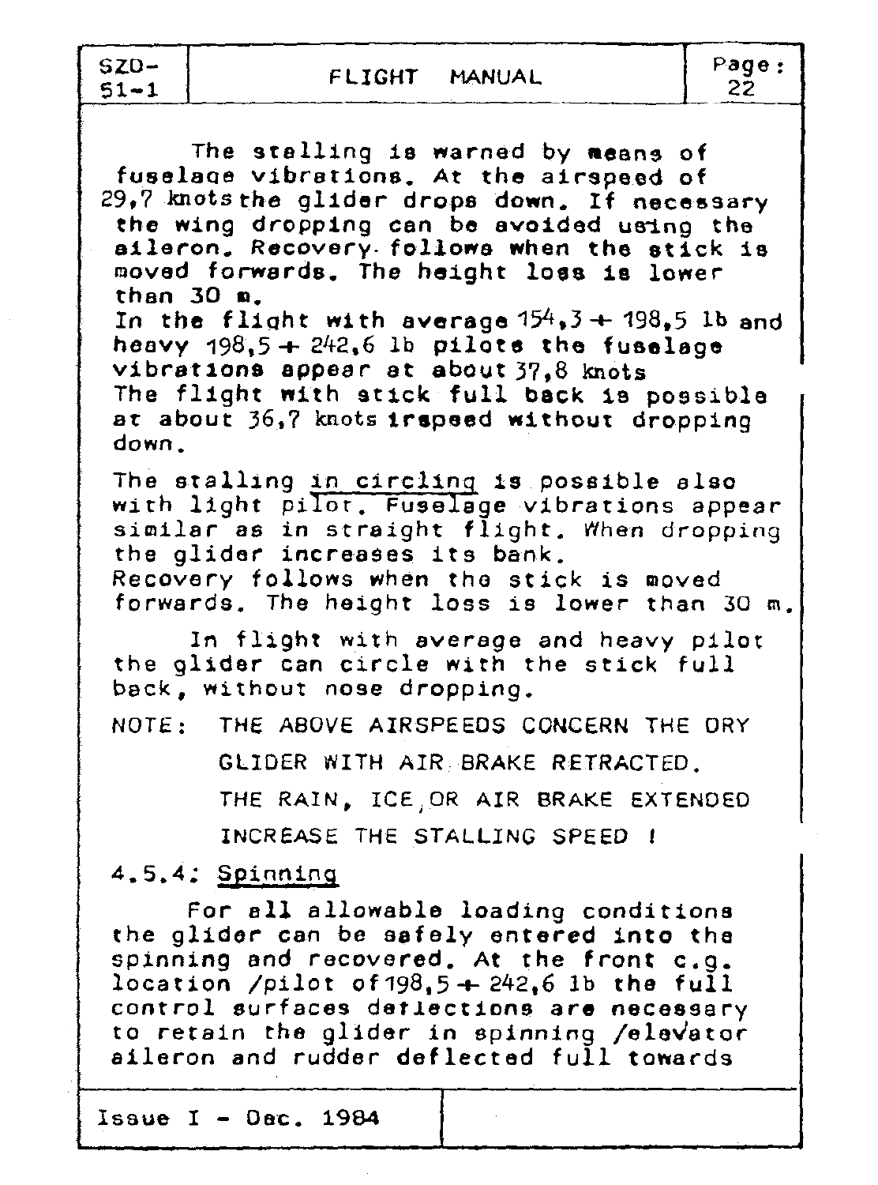The stalling is warned by means of fuselage vibrations. At the airspeed of 29,7 knots the glider drops down. If necessary the wing dropping can be avoided using the aileron. Recovery follows when the stick is moved forwards. The height loss is lower than 30 m.
In the flight with average 154,3 ÷ 198,5 lb and heavy 198,5 ÷ 242,6 lb pilots the fuselage vibrations appear at about 37,8 knots
The flight with stick full back is possible at about 36,7 knots irspeed without dropping down.

The stalling <u>in circling</u> is possible also with light pilot. Fuselage vibrations appear similar as in straight flight. When dropping the glider increases its bank.
Recovery follows when the stick is moved forwards. The height loss is lower than 30 m.

In flight with average and heavy pilot the glider can circle with the stick full back, without nose dropping.

NOTE: THE ABOVE AIRSPEEDS CONCERN THE DRY GLIDER WITH AIR BRAKE RETRACTED. THE RAIN, ICE, OR AIR BRAKE EXTENDED INCREASE THE STALLING SPEED !

### 4.5.4: Spinning

For all allowable loading conditions the glider can be safely entered into the spinning and recovered. At the front c.g. location /pilot of 198,5 ÷ 242,6 lb the full control surfaces deflections are necessary to retain the glider in spinning /elevator aileron and rudder deflected full towards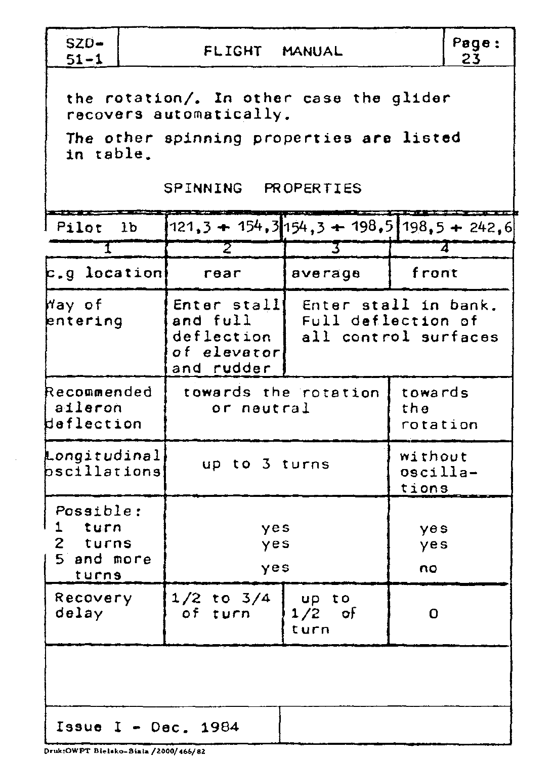the rotation/. In other case the glider recovers automatically.

The other spinning properties are listed in table.

SPINNING PROPERTIES

| Pilot lb | 121,3 ÷ 154,3 | 154,3 ÷ 198,5 | 198,5 ÷ 242,6 |
|---|---|---|---|
| 1 | 2 | 3 | 4 |
| c.g location | rear | average | front |
| Way of entering | Enter stall and full deflection of elevator and rudder | Enter stall in bank. Full deflection of all control surfaces | |
| Recommended aileron deflection | towards the rotation or neutral | | towards the rotation |
| Longitudinal oscillations | up to 3 turns | | without oscillations |
| Possible: 1 turn 2 turns 5 and more turns | yes yes yes | | yes yes no |
| Recovery delay | 1/2 to 3/4 of turn | up to 1/2 of turn | 0 |

Issue I - Dec. 1984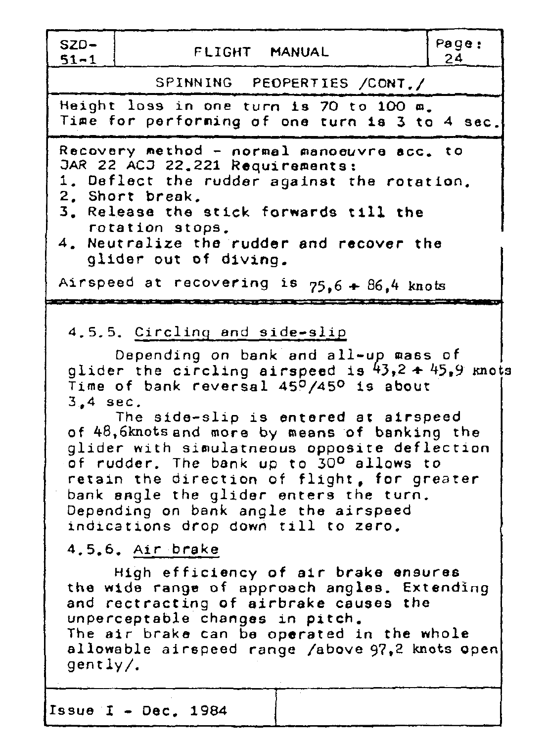SPINNING PEOPERTIES /CONT./

Height loss in one turn is 70 to 100 m.
Time for performing of one turn is 3 to 4 sec.

Recovery method - normal manoeuvre acc. to JAR 22 ACJ 22.221 Requirements:

1. Deflect the rudder against the rotation.
2. Short break.
3. Release the stick forwards till the rotation stops.
4. Neutralize the rudder and recover the glider out of diving.

Airspeed at recovering is 75,6 ÷ 86,4 knots

#### 4.5.5. Circling and side-slip

Depending on bank and all-up mass of glider the circling airspeed is 43,2 ÷ 45,9 knots
Time of bank reversal 45°/45° is about 3,4 sec.

The side-slip is entered at airspeed of 48,6knots and more by means of banking the glider with simulatneous opposite deflection of rudder. The bank up to 30° allows to retain the direction of flight, for greater bank angle the glider enters the turn. Depending on bank angle the airspeed indications drop down till to zero.

#### 4.5.6. Air brake

High efficiency of air brake ensures the wide range of approach angles. Extending and rectracting of airbrake causes the unperceptable changes in pitch.
The air brake can be operated in the whole allowable airspeed range /above 97,2 knots open gently/.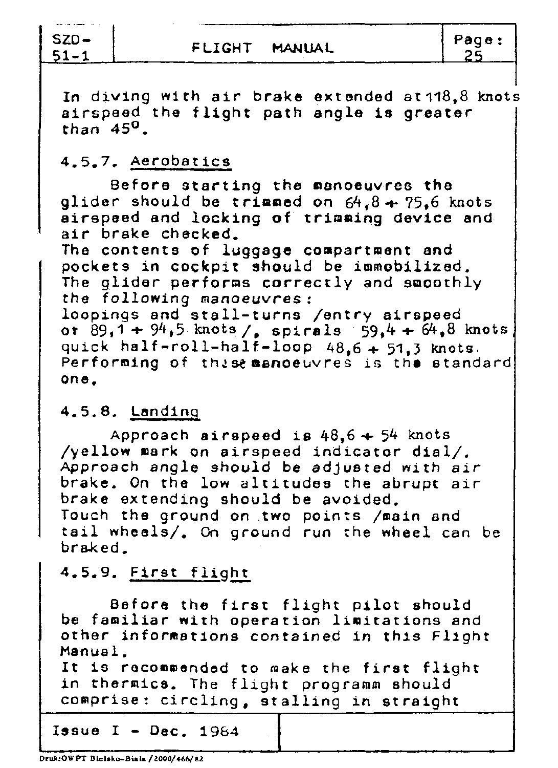In diving with air brake extended at 118,8 knots airspeed the flight path angle is greater than 45°.

### 4.5.7. Aerobatics

Before starting the manoeuvres the glider should be trimmed on 64,8 ÷ 75,6 knots airspeed and locking of trimming device and air brake checked.
The contents of luggage compartment and pockets in cockpit should be immobilized.
The glider performs correctly and smoothly the following manoeuvres:
loopings and stall-turns /entry airspeed of 89,1 ÷ 94,5 knots/, spirals 59,4 ÷ 64,8 knots, quick half-roll-half-loop 48,6 ÷ 51,3 knots.
Performing of these manoeuvres is the standard one.

### 4.5.8. Landing

Approach airspeed is 48,6 ÷ 54 knots /yellow mark on airspeed indicator dial/.
Approach angle should be adjusted with air brake. On the low altitudes the abrupt air brake extending should be avoided.
Touch the ground on two points /main and tail wheels/. On ground run the wheel can be braked.

### 4.5.9. First flight

Before the first flight pilot should be familiar with operation limitations and other informations contained in this Flight Manual.
It is recommended to make the first flight in thermics. The flight programm should comprise: circling, stalling in straight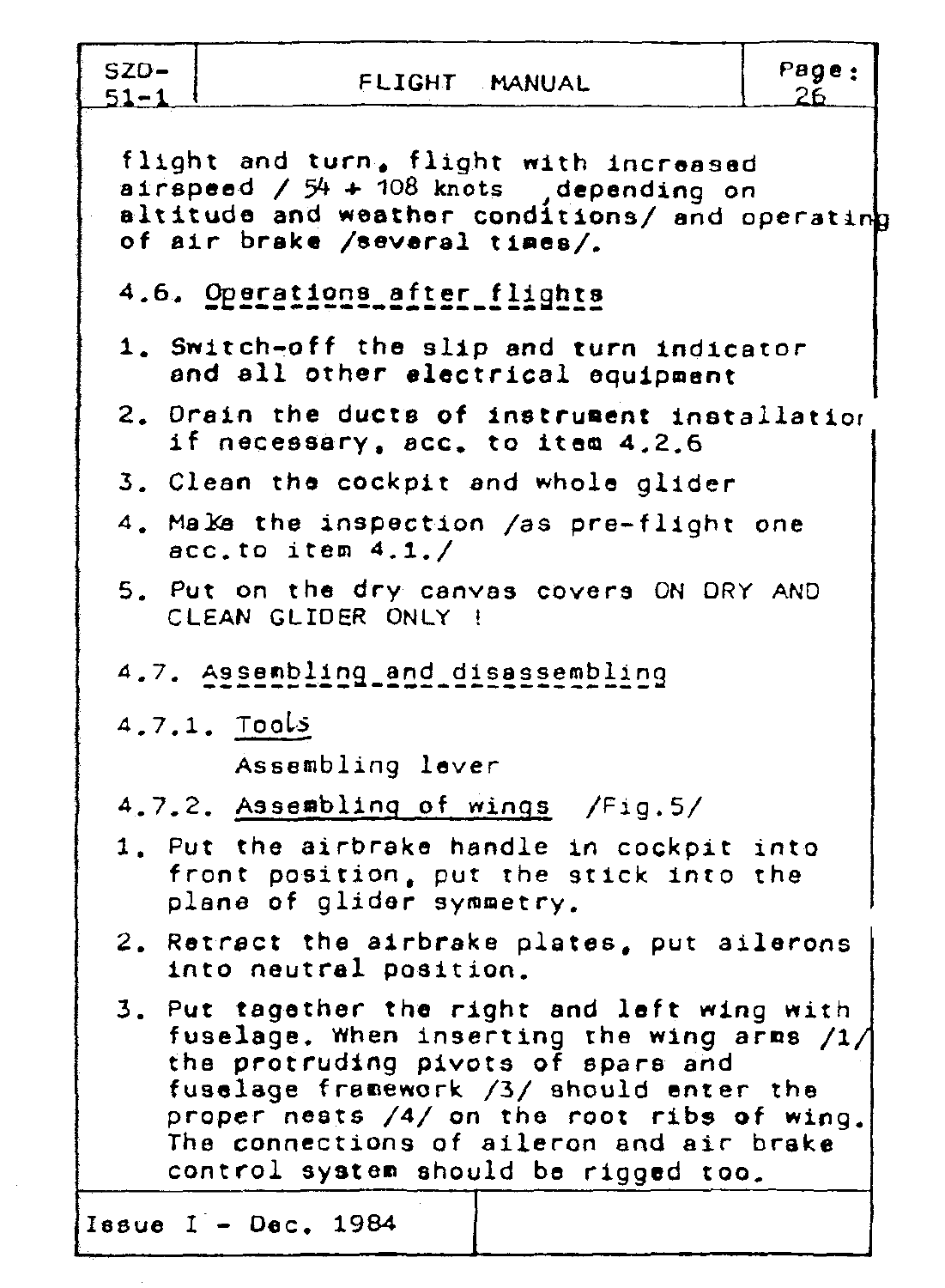flight and turn, flight with increased airspeed / 54 + 108 knots ,depending on altitude and weather conditions/ and operating of air brake /several times/.

## 4.6. Operations after flights

1. Switch-off the slip and turn indicator and all other electrical equipment
2. Drain the ducts of instrument installation if necessary, acc. to item 4.2.6
3. Clean the cockpit and whole glider
4. Make the inspection /as pre-flight one acc.to item 4.1./
5. Put on the dry canvas covers ON DRY AND CLEAN GLIDER ONLY !

## 4.7. Assembling and disassembling

### 4.7.1. Tools

Assembling lever

### 4.7.2. Assembling of wings /Fig.5/

1. Put the airbrake handle in cockpit into front position, put the stick into the plane of glider symmetry.
2. Retract the airbrake plates, put ailerons into neutral position.
3. Put together the right and left wing with fuselage. When inserting the wing arms /1/ the protruding pivots of spars and fuselage framework /3/ should enter the proper nests /4/ on the root ribs of wing. The connections of aileron and air brake control system should be rigged too.

Issue I - Dec. 1984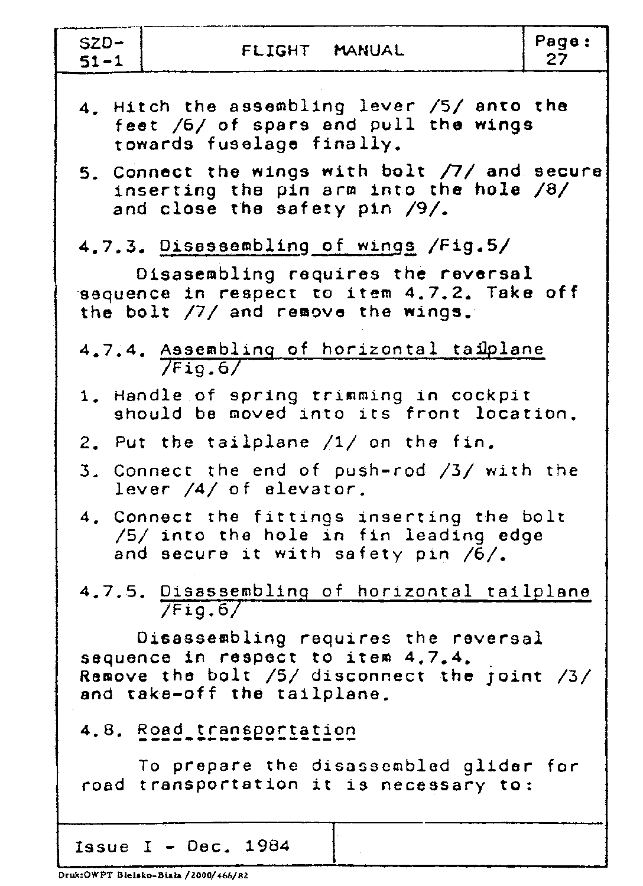4. Hitch the assembling lever /5/ anto the feet /6/ of spars and pull the wings towards fuselage finally.

5. Connect the wings with bolt /7/ and secure inserting the pin arm into the hole /8/ and close the safety pin /9/.

### 4.7.3. Disassembling of wings /Fig.5/

Disasembling requires the reversal sequence in respect to item 4.7.2. Take off the bolt /7/ and remove the wings.

### 4.7.4. Assembling of horizontal tailplane /Fig.6/

1. Handle of spring trimming in cockpit should be moved into its front location.
2. Put the tailplane /1/ on the fin.
3. Connect the end of push-rod /3/ with the lever /4/ of elevator.
4. Connect the fittings inserting the bolt /5/ into the hole in fin leading edge and secure it with safety pin /6/.

### 4.7.5. Disassembling of horizontal tailplane /Fig.6/

Disassembling requires the reversal sequence in respect to item 4.7.4. Remove the bolt /5/ disconnect the joint /3/ and take-off the tailplane.

## 4.8. Road transportation

To prepare the disassembled glider for road transportation it is necessary to:

Issue I - Dec. 1984

Druk:OWPT Bielsko-Biała /2000/466/82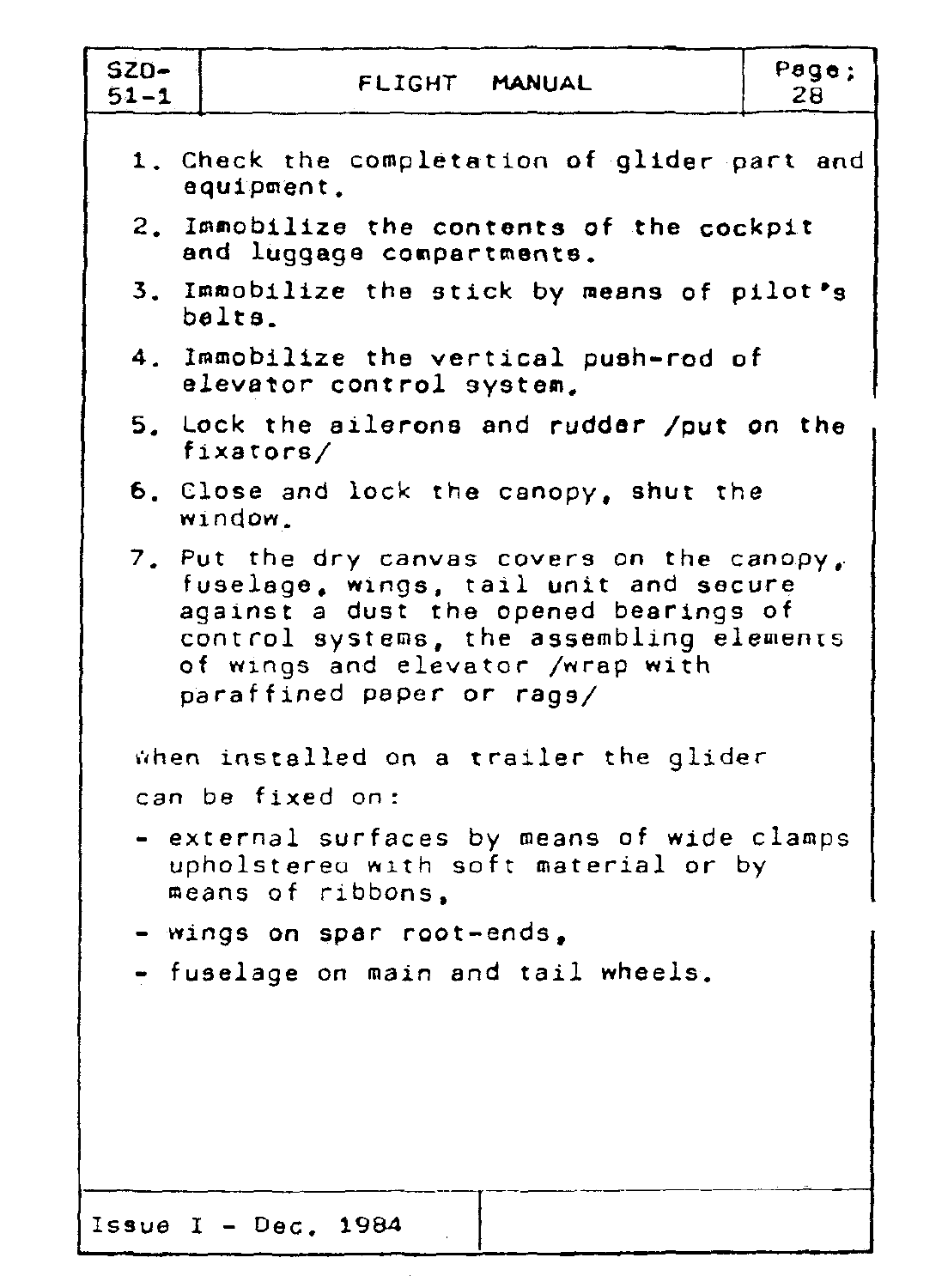1. Check the completation of glider part and equipment.
2. Immobilize the contents of the cockpit and luggage compartments.
3. Immobilize the stick by means of pilot's belts.
4. Immobilize the vertical push-rod of elevator control system.
5. Lock the ailerons and rudder /put on the fixators/
6. Close and lock the canopy, shut the window.
7. Put the dry canvas covers on the canopy, fuselage, wings, tail unit and secure against a dust the opened bearings of control systems, the assembling elements of wings and elevator /wrap with paraffined paper or rags/

When installed on a trailer the glider can be fixed on:

- external surfaces by means of wide clamps upholstered with soft material or by means of ribbons,
- wings on spar root-ends,
- fuselage on main and tail wheels.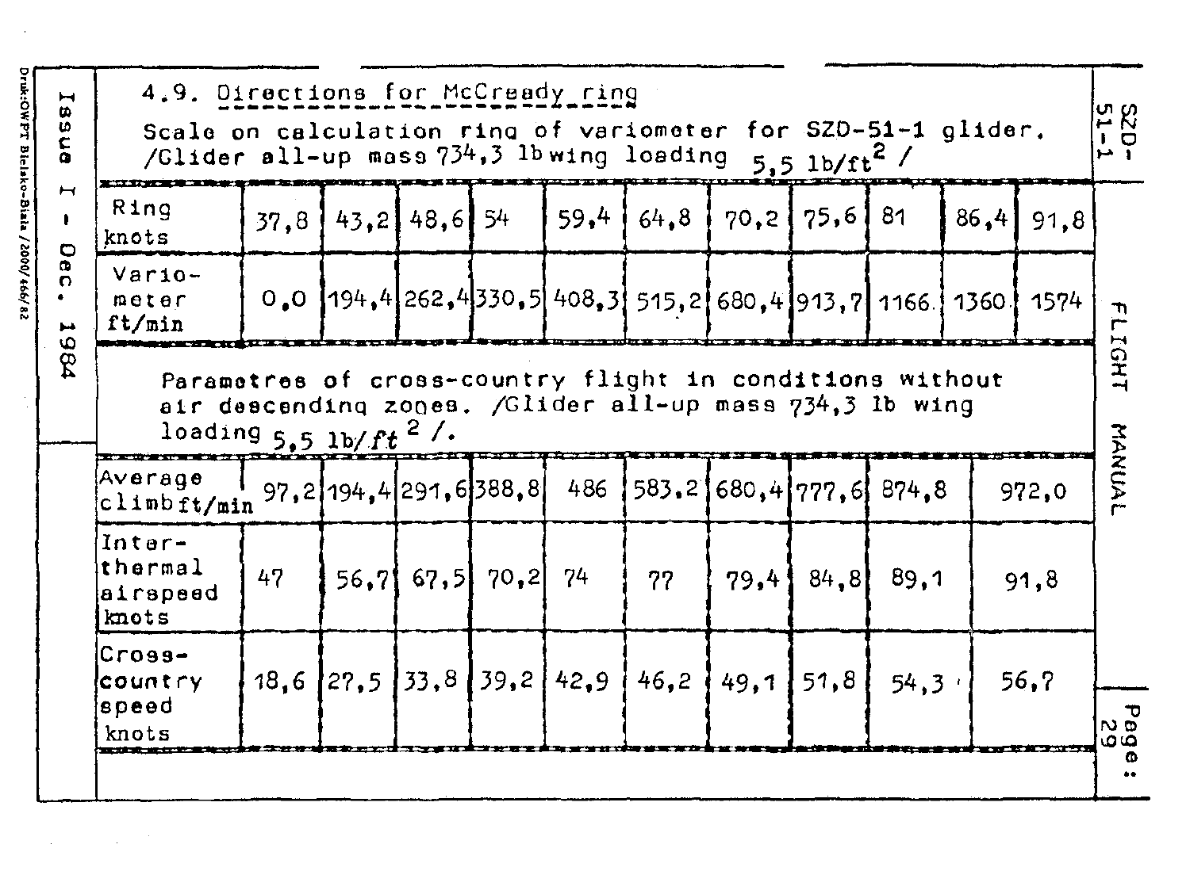## 4.9. Directions for McCready ring

Scale on calculation ring of variometer for SZD-51-1 glider. /Glider all-up mass 734,3 lb wing loading $5,5\ lb/ft^2$ /

| Ring knots | 37,8 | 43,2 | 48,6 | 54 | 59,4 | 64,8 | 70,2 | 75,6 | 81 | 86,4 | 91,8 |
|---|---|---|---|---|---|---|---|---|---|---|---|
| Vario-meter ft/min | 0,0 | 194,4 | 262,4 | 330,5 | 408,3 | 515,2 | 680,4 | 913,7 | 1166 | 1360 | 1574 |

Parametres of cross-country flight in conditions without air descending zones. /Glider all-up mass 734,3 lb wing loading $5,5\ lb/ft^2$ /.

| Average climb ft/min | 97,2 | 194,4 | 291,6 | 388,8 | 486 | 583,2 | 680,4 | 777,6 | 874,8 | 972,0 |
|---|---|---|---|---|---|---|---|---|---|---|
| Inter-thermal airspeed knots | 47 | 56,7 | 67,5 | 70,2 | 74 | 77 | 79,4 | 84,8 | 89,1 | 91,8 |
| Cross-country speed knots | 18,6 | 27,5 | 33,8 | 39,2 | 42,9 | 46,2 | 49,1 | 51,8 | 54,3 | 56,7 |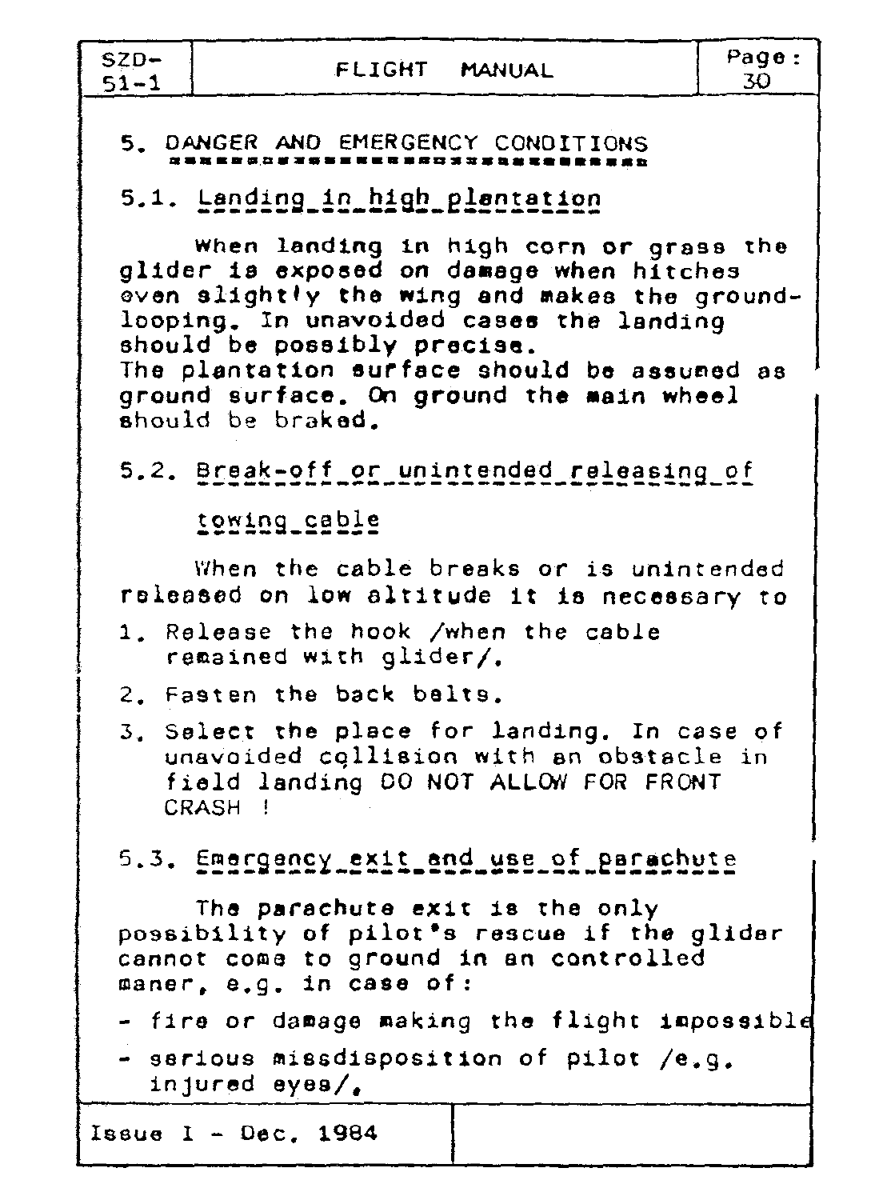# 5. DANGER AND EMERGENCY CONDITIONS

## 5.1. Landing in high plantation

When landing in high corn or grass the glider is exposed on damage when hitches even slightly the wing and makes the ground-looping. In unavoided cases the landing should be possibly precise.
The plantation surface should be assumed as ground surface. On ground the main wheel should be braked.

## 5.2. Break-off or unintended releasing of towing cable

When the cable breaks or is unintended released on low altitude it is necessary to

1. Release the hook /when the cable remained with glider/.
2. Fasten the back belts.
3. Select the place for landing. In case of unavoided collision with an obstacle in field landing DO NOT ALLOW FOR FRONT CRASH !

## 5.3. Emergency exit and use of parachute

The parachute exit is the only possibility of pilot's rescue if the glider cannot come to ground in an controlled maner, e.g. in case of:

- fire or damage making the flight impossible
- serious missdisposition of pilot /e.g. injured eyes/,

Issue I - Dec. 1984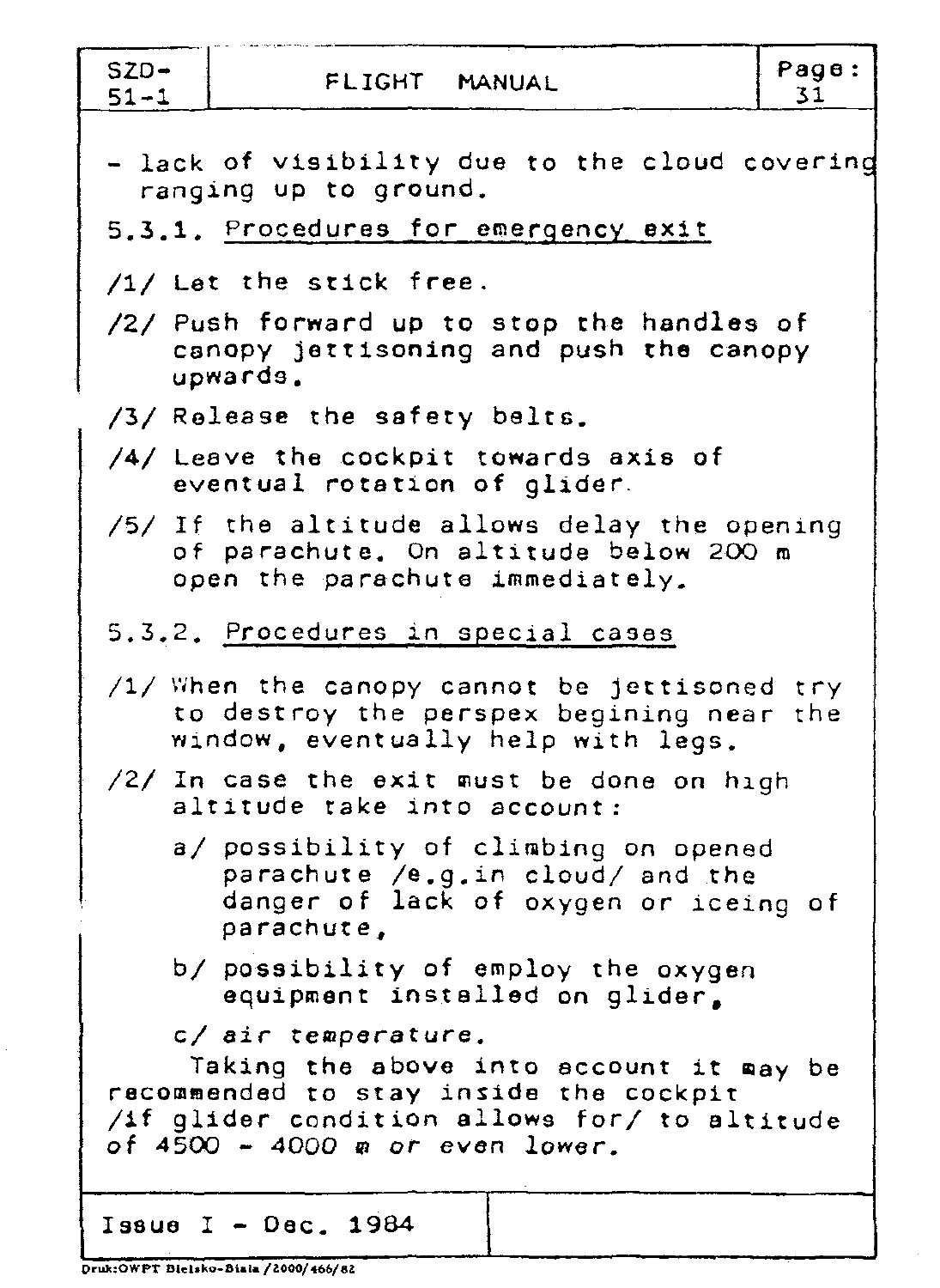- lack of visibility due to the cloud covering ranging up to ground.

### 5.3.1. Procedures for emergency exit

/1/ Let the stick free.

/2/ Push forward up to stop the handles of canopy jettisoning and push the canopy upwards.

/3/ Release the safety belts.

/4/ Leave the cockpit towards axis of eventual rotation of glider.

/5/ If the altitude allows delay the opening of parachute. On altitude below 200 m open the parachute immediately.

### 5.3.2. Procedures in special cases

/1/ When the canopy cannot be jettisoned try to destroy the perspex begining near the window, eventually help with legs.

/2/ In case the exit must be done on high altitude take into account:

a/ possibility of climbing on opened parachute /e.g.in cloud/ and the danger of lack of oxygen or iceing of parachute,

b/ possibility of employ the oxygen equipment installed on glider,

c/ air temperature.

Taking the above into account it may be recommended to stay inside the cockpit /if glider condition allows for/ to altitude of 4500 - 4000 m or even lower.

Issue I - Dec. 1984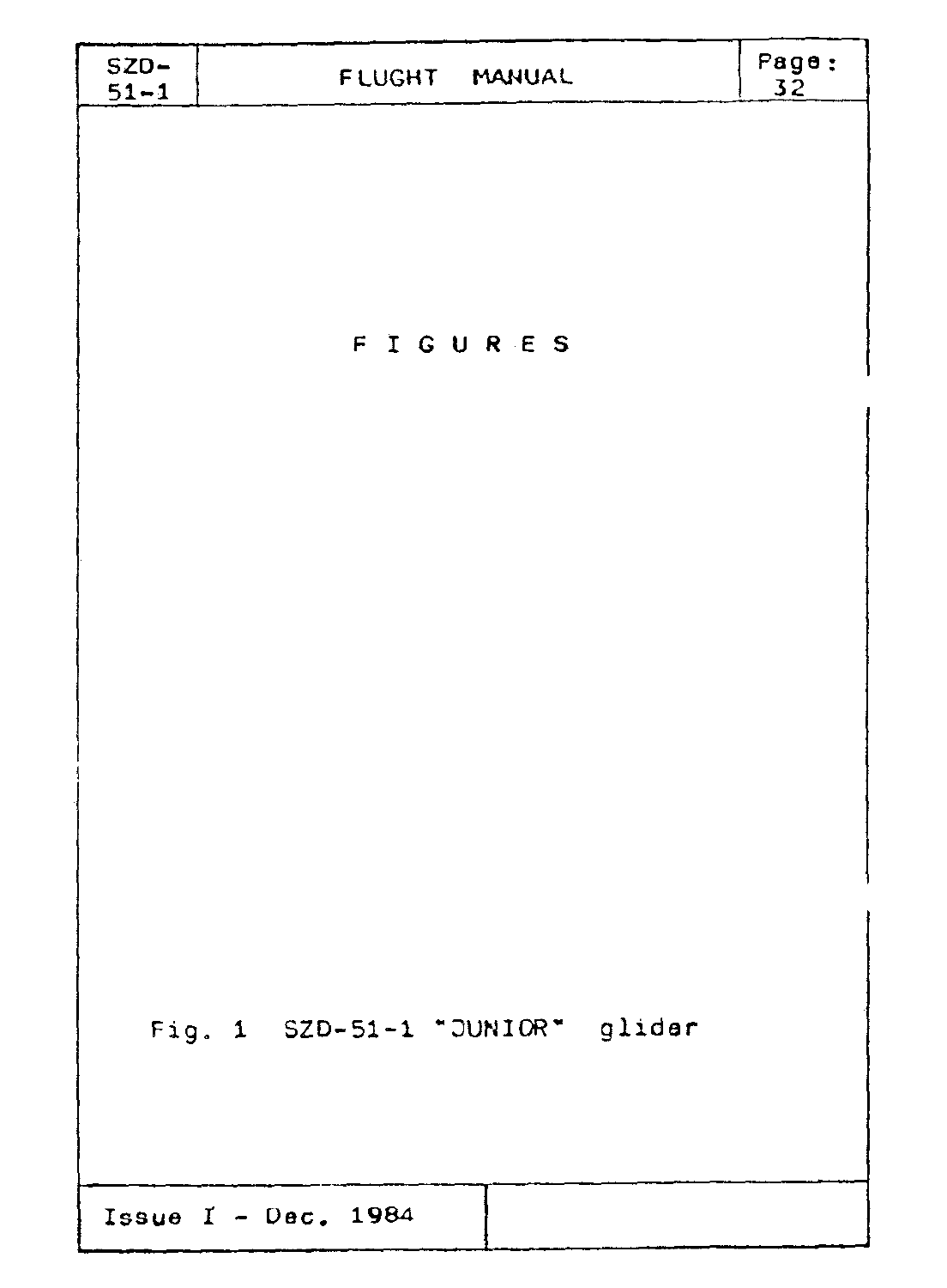# F I G U R E S

Fig. 1 SZD-51-1 "JUNIOR" glider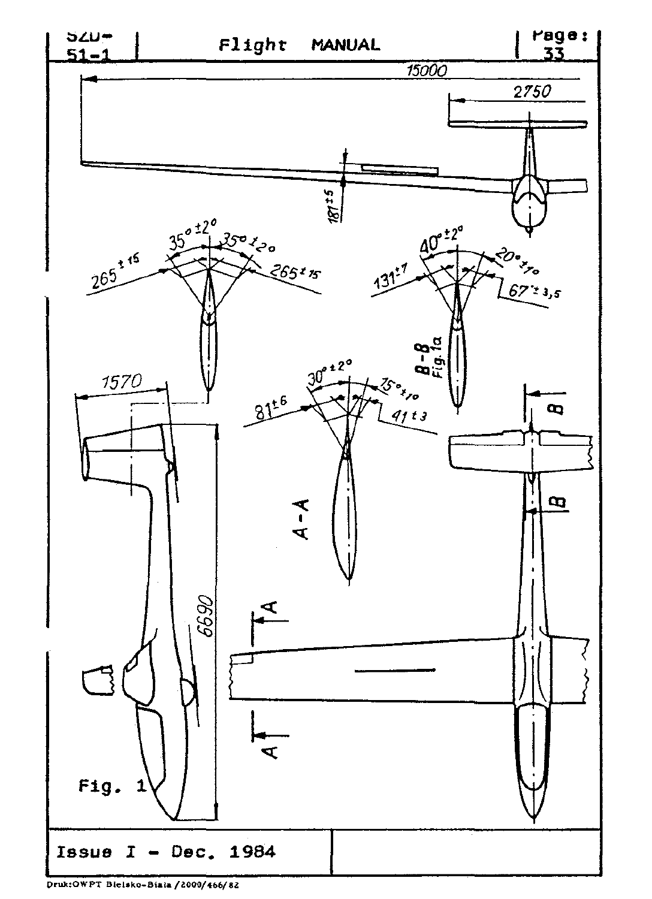15000

2750

181±5

35° ±2°

35° ±2°

265 ±15

265 ±15

40° ±2°

20° ±1°

131±7

67 ±3,5

B-B
Fig.1a

1570

30° ±2°

15° ±1°

81±6

41±3

A-A

6690

B

B

A

A

Fig. 1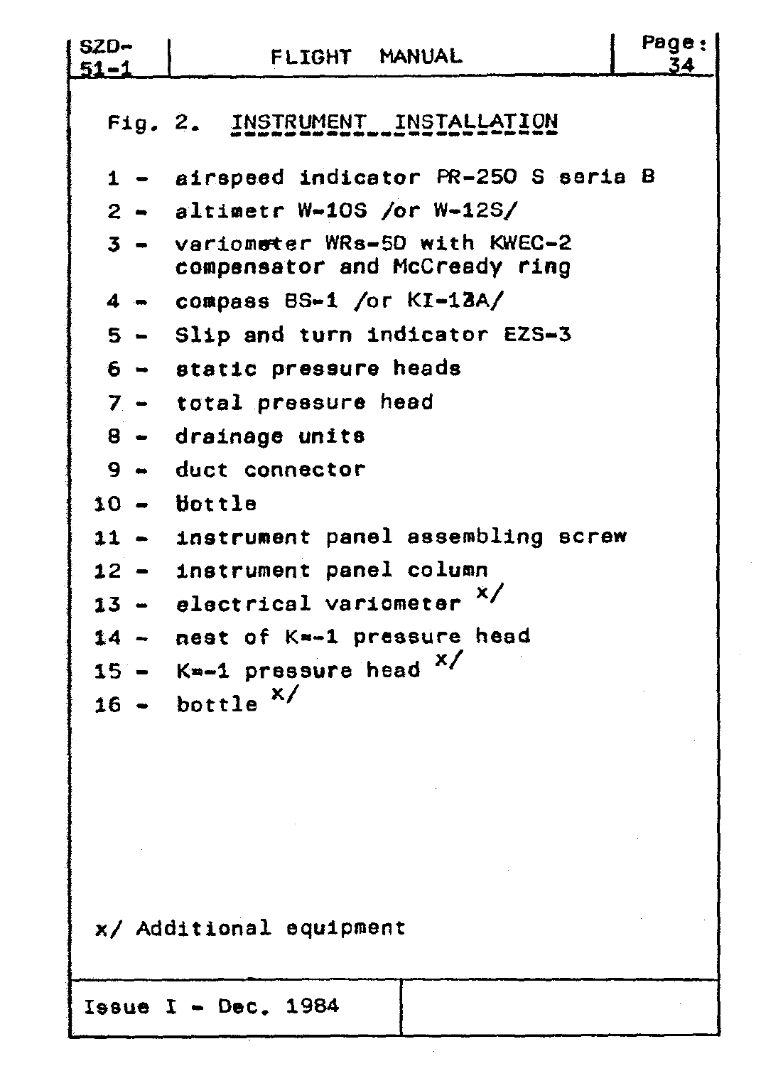Fig. 2. INSTRUMENT INSTALLATION

1 - airspeed indicator PR-250 S seria B
2 - altimetr W-10S /or W-12S/
3 - variometer WRs-5D with KWEC-2 compensator and McCready ring
4 - compass BS-1 /or KI-13A/
5 - Slip and turn indicator EZS-3
6 - static pressure heads
7 - total pressure head
8 - drainage units
9 - duct connector
10 - bottle
11 - instrument panel assembling screw
12 - instrument panel column
13 - electrical variometer x/
14 - nest of K=-1 pressure head
15 - K=-1 pressure head x/
16 - bottle x/

x/ Additional equipment

Issue I - Dec. 1984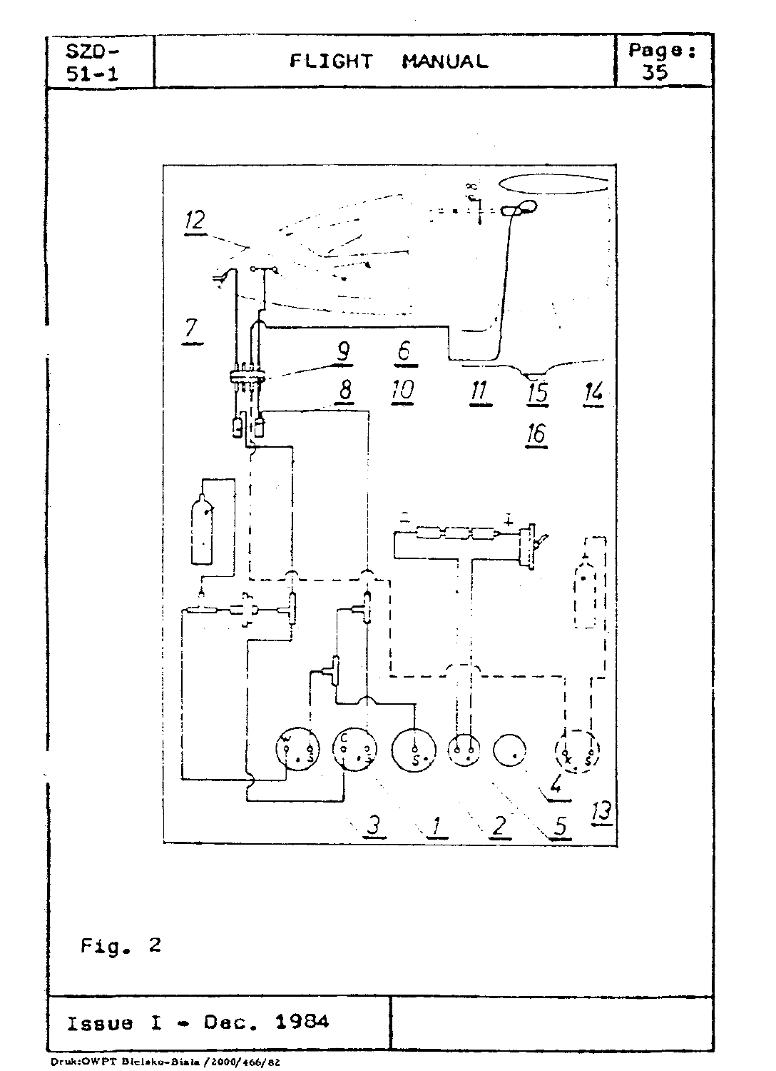12

7

9

6

8

10

11

15

14

16

3

1

2

5

4

13

Fig. 2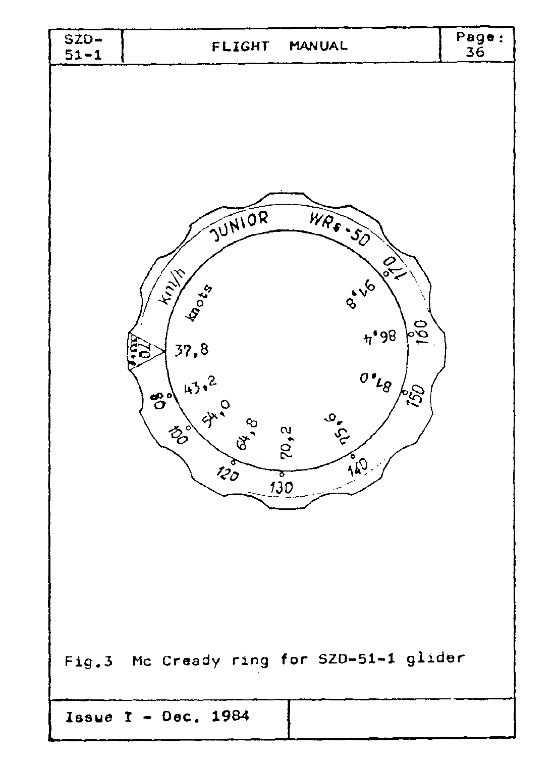JUNIOR WRs-5D

km/h

knots

| km/h | knots |
| --- | --- |
| 70 | 37,8 |
| 80 | 43,2 |
| 100 | 54,0 |
| 120 | 64,8 |
| 130 | 70,2 |
| 140 | 75,6 |
| 150 | 81,0 |
| 160 | 86,4 |
| 170 | 91,8 |

Fig.3 Mc Cready ring for SZD-51-1 glider

Issue I - Dec. 1984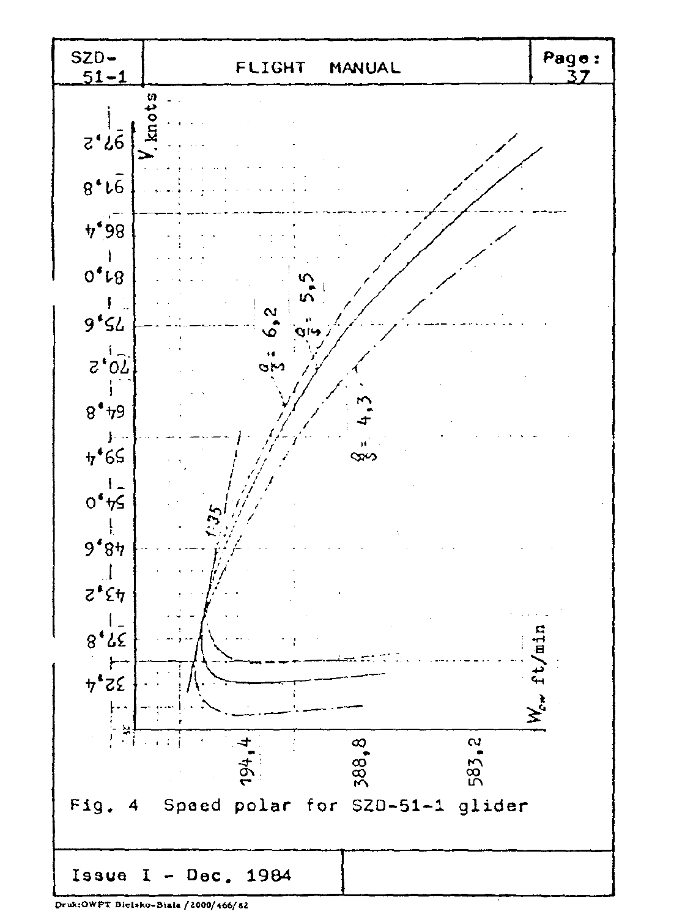V, knots

97,2

91,8

86,4

81,0

75,6

70,2

64,8

59,4

54,0

48,6

43,2

37,8

32,4

$\frac{Q}{S} = 6,2$

$\frac{Q}{S} = 5,5$

$\frac{Q}{S} = 4,3$

1:35

$W_{cw}$ ft/min

194,4

388,8

583,2

Fig. 4 Speed polar for SZD-51-1 glider

Issue I - Dec. 1984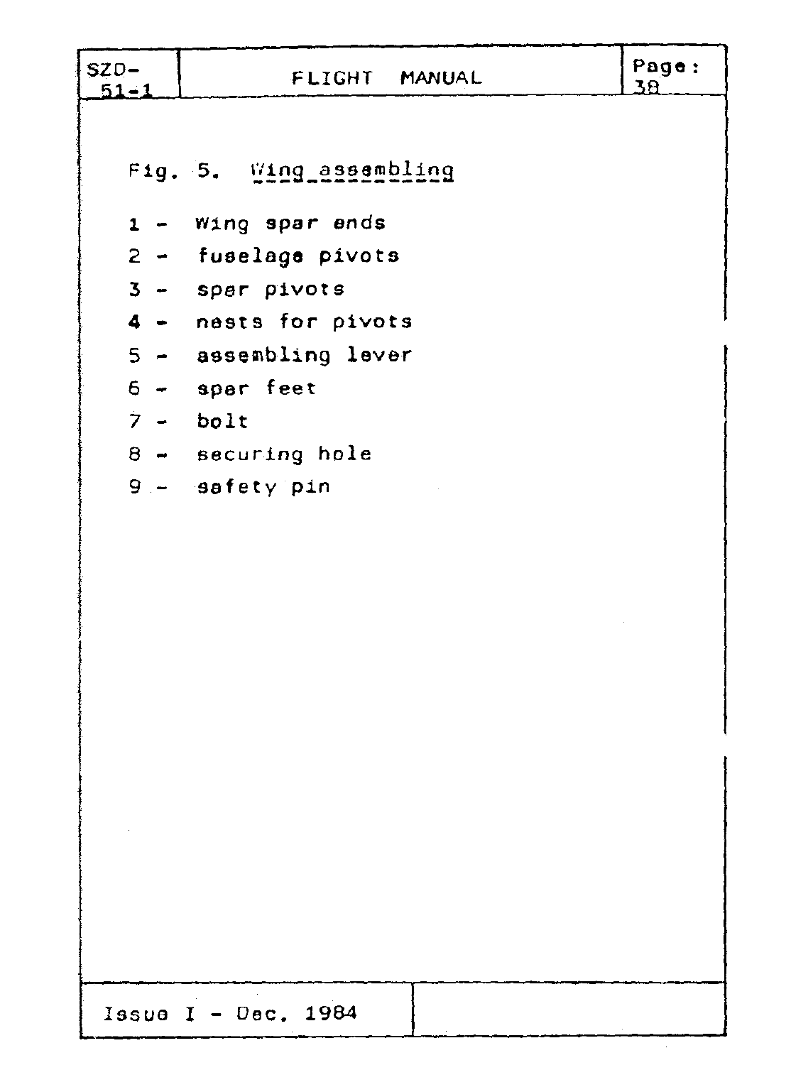Fig. 5. Wing assembling

1 - Wing spar ends
2 - fuselage pivots
3 - spar pivots
4 - nests for pivots
5 - assembling lever
6 - spar feet
7 - bolt
8 - securing hole
9 - safety pin

Issue I - Dec. 1984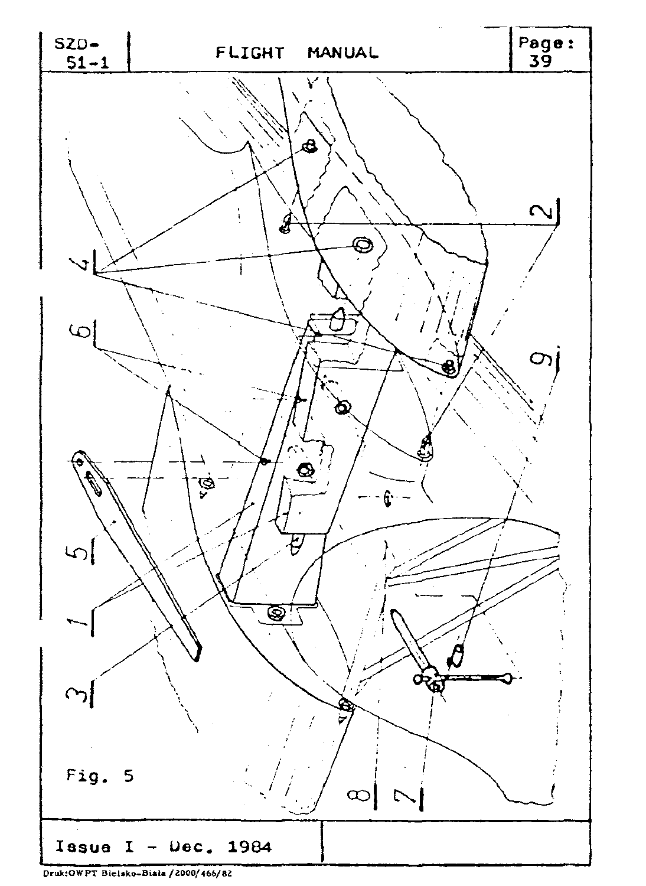Fig. 5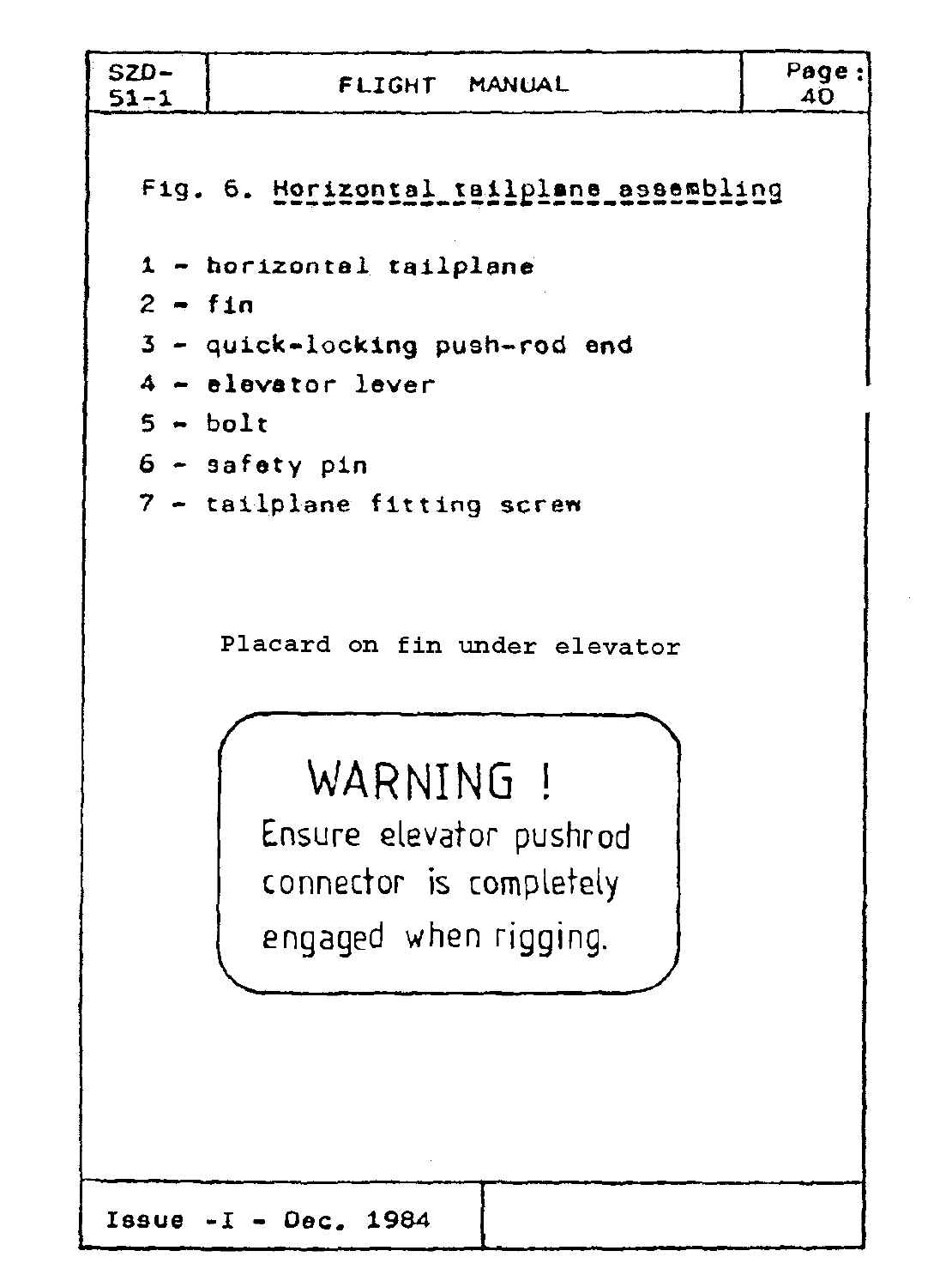Fig. 6. Horizontal tailplane assembling

1 - horizontal tailplane
2 - fin
3 - quick-locking push-rod end
4 - elevator lever
5 - bolt
6 - safety pin
7 - tailplane fitting screw

Placard on fin under elevator

> **WARNING !**
> Ensure elevator pushrod connector is completely engaged when rigging.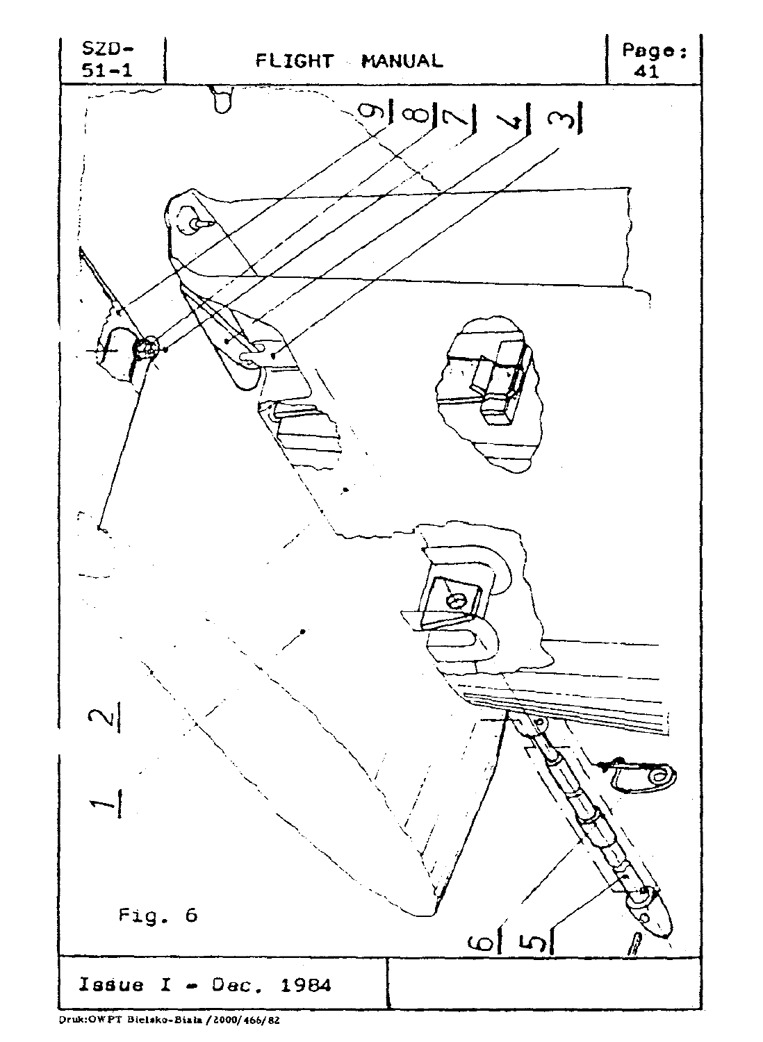Fig. 6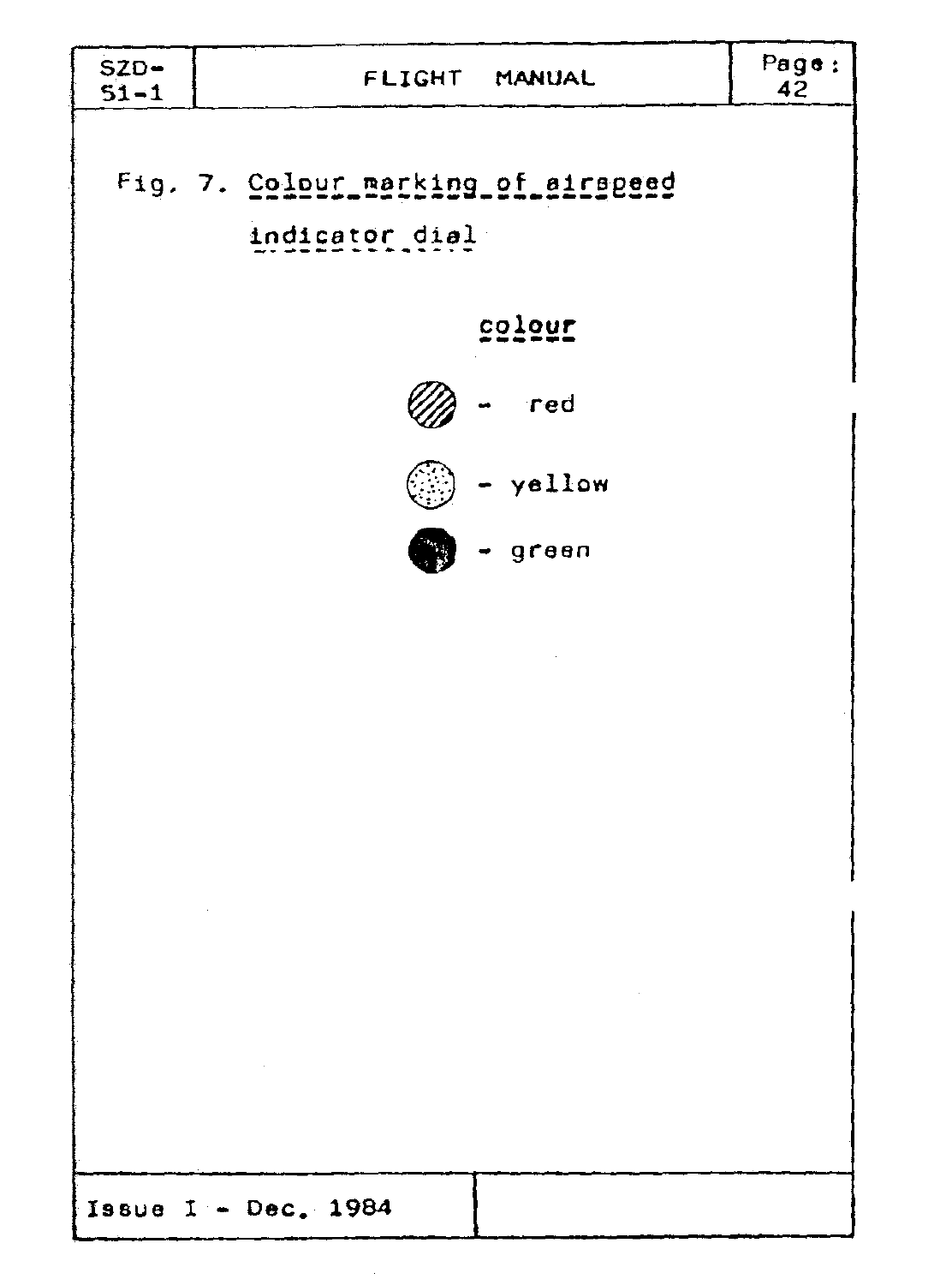Fig. 7. <u>Colour marking of airspeed indicator dial</u>

<u>colour</u>

- red
- yellow
- green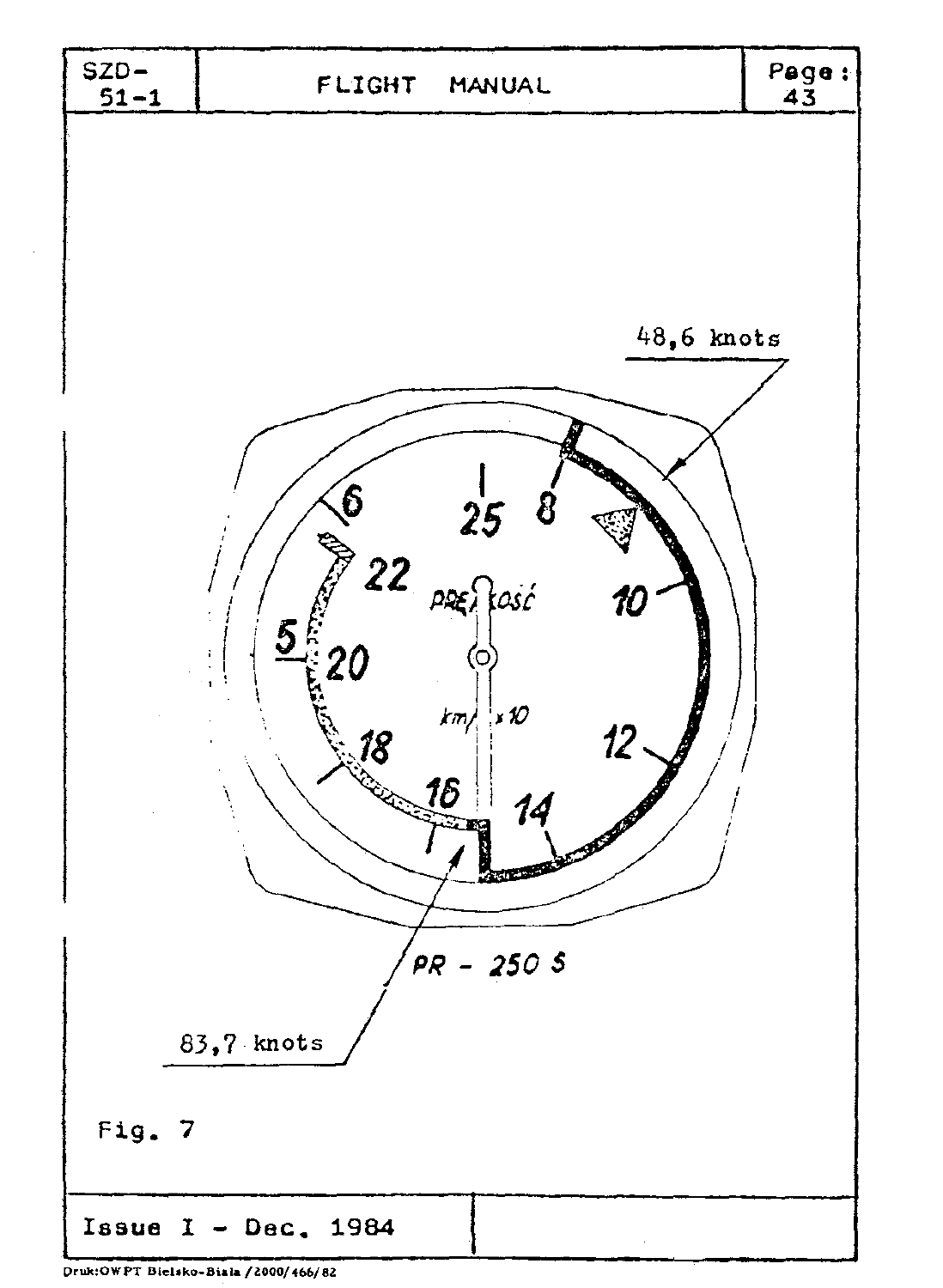48,6 knots

PR - 250 S

83,7 knots

Fig. 7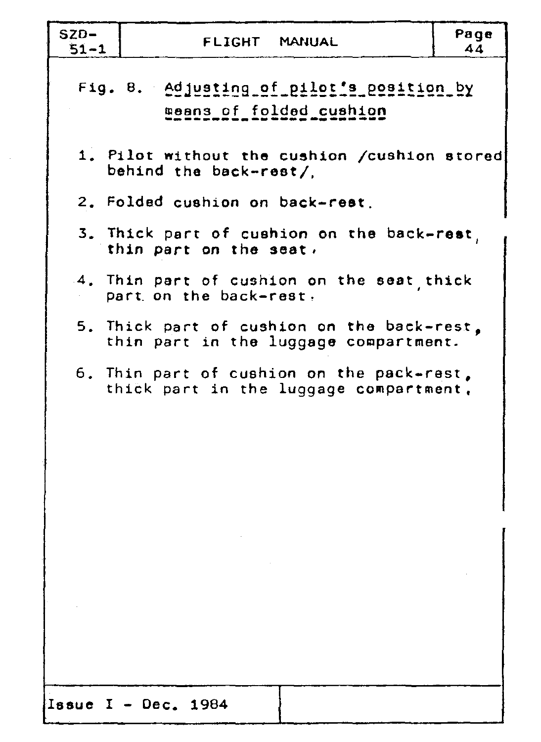Fig. 8. Adjusting of pilot's position by means of folded cushion

1. Pilot without the cushion /cushion stored behind the back-rest/,
2. Folded cushion on back-rest.
3. Thick part of cushion on the back-rest, thin part on the seat,
4. Thin part of cushion on the seat, thick part on the back-rest,
5. Thick part of cushion on the back-rest, thin part in the luggage compartment.
6. Thin part of cushion on the pack-rest, thick part in the luggage compartment,

Issue I - Dec. 1984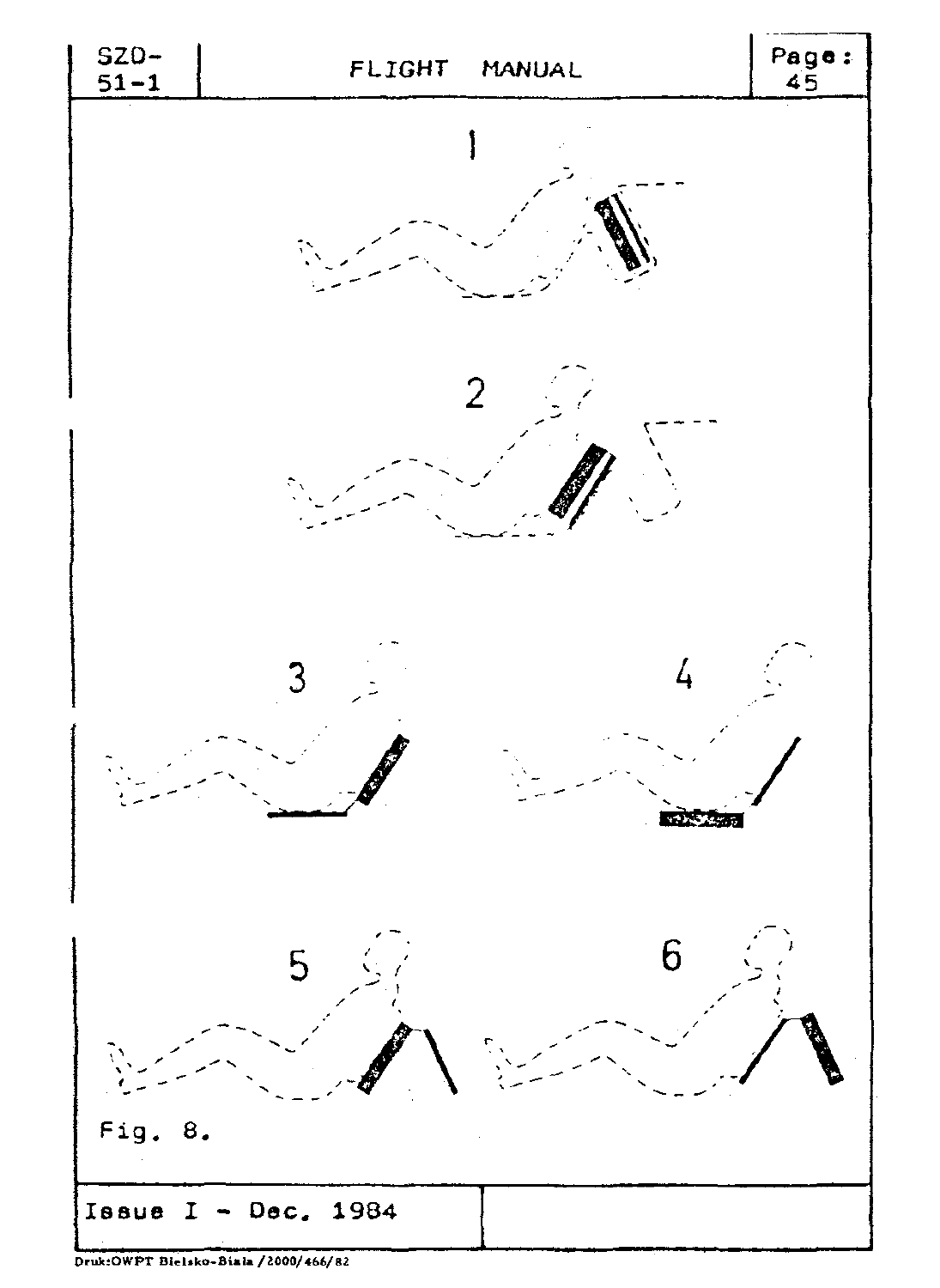1

2

3

4

5

6

Fig. 8.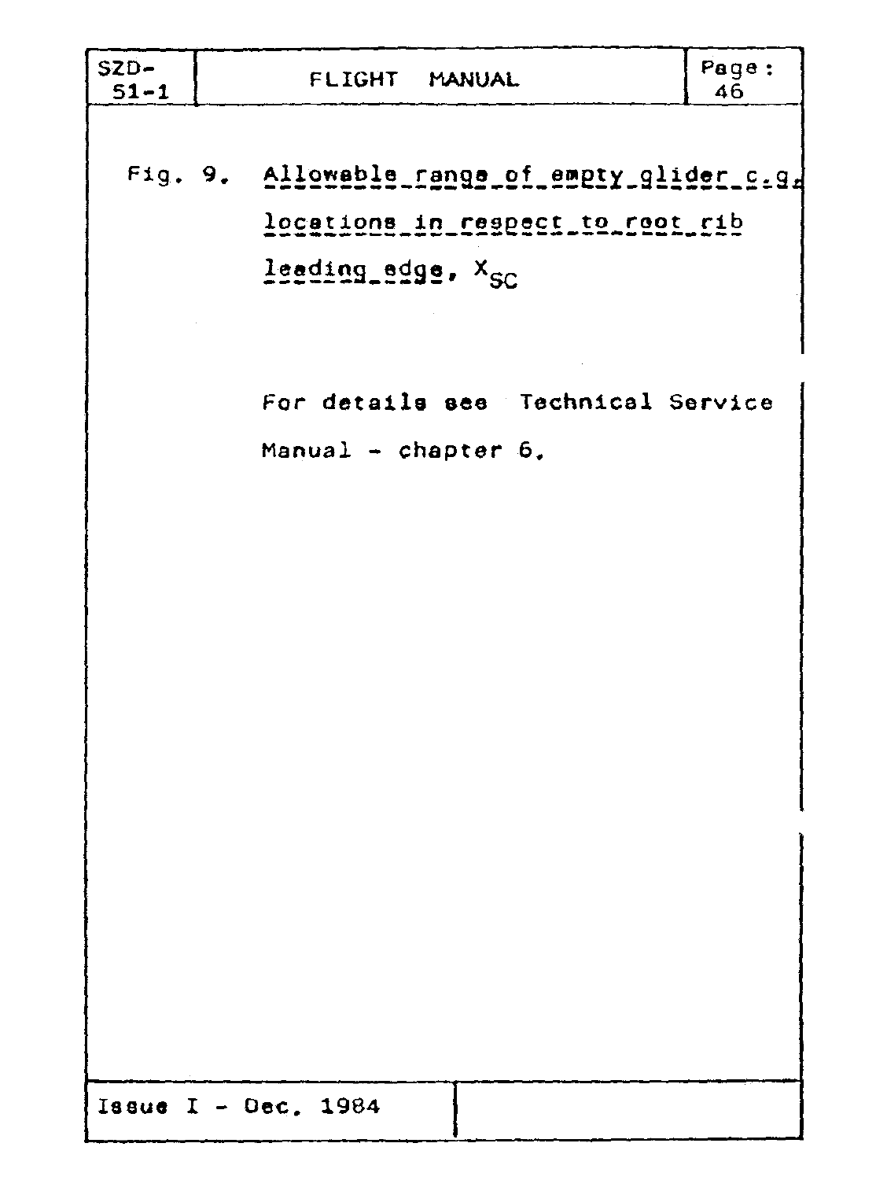Fig. 9. Allowable range of empty glider c.g. locations in respect to root rib leading edge, $X_{SC}$

For details see Technical Service Manual - chapter 6.

Issue I - Dec. 1984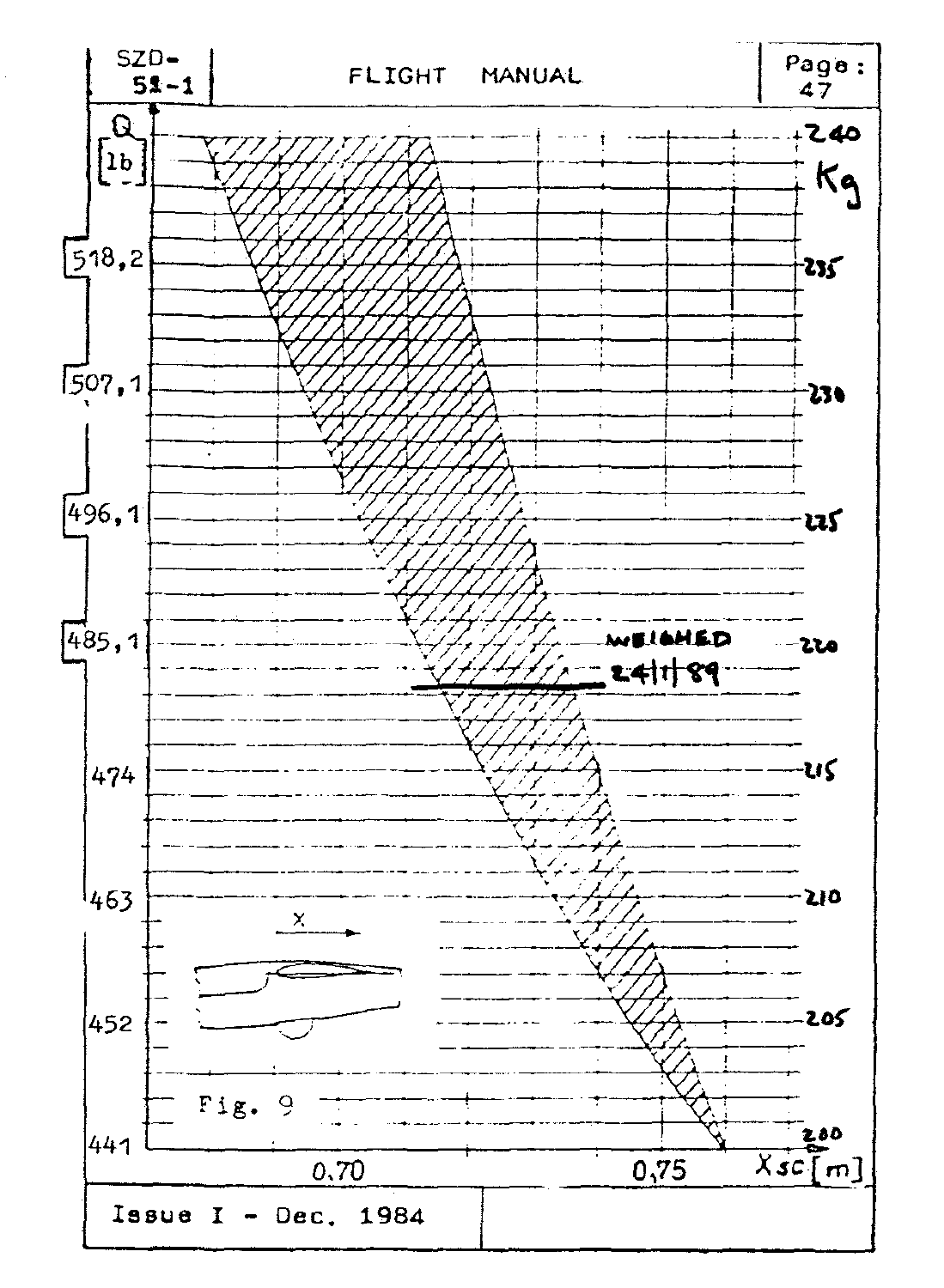Q [lb]

518,2

507,1

496,1

485,1

474

463

452

441

240 Kg

235

230

225

220

215

210

205

200

WEIGHED 24/1/89

x

Fig. 9

0,70

0,75

$X_{sc}$ [m]

Issue I - Dec. 1984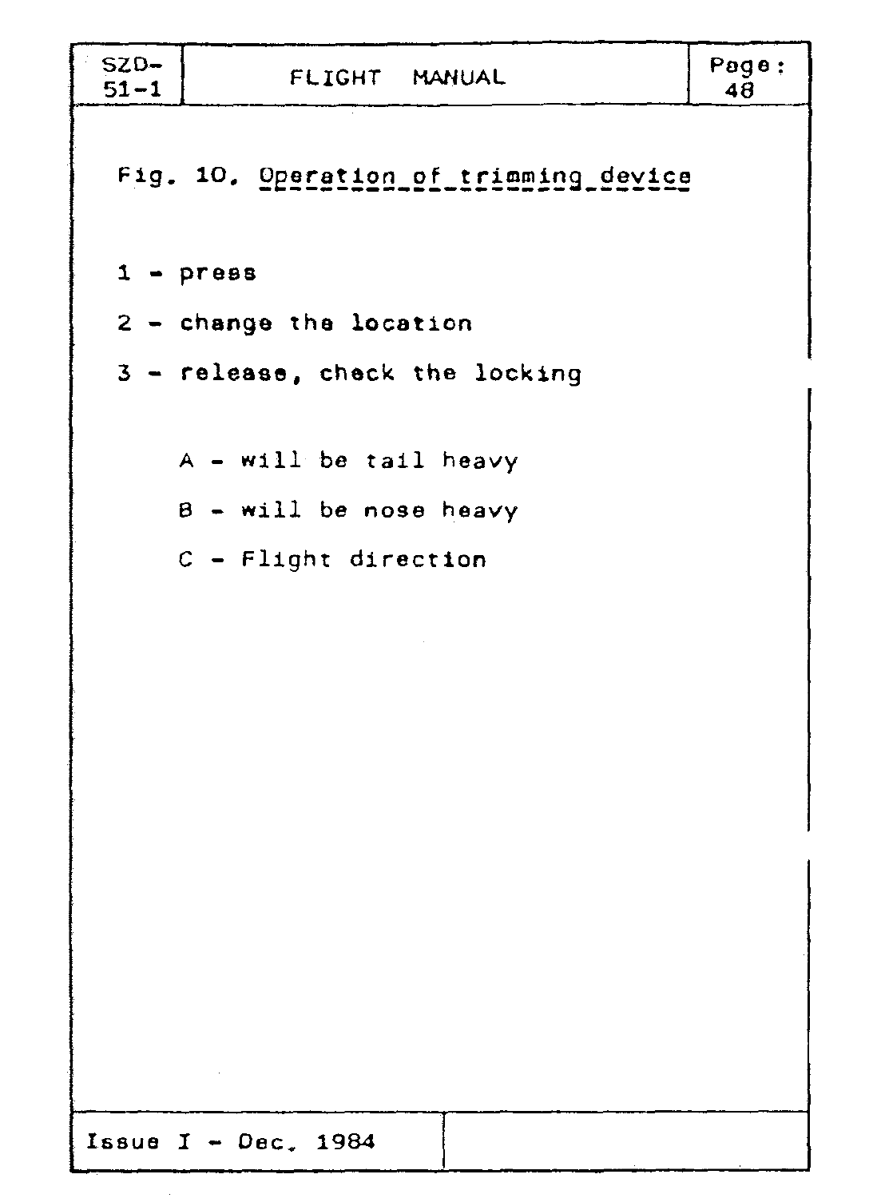Fig. 10. Operation of trimming device

1 - press

2 - change the location

3 - release, check the locking

A - will be tail heavy

B - will be nose heavy

C - Flight direction

Issue I - Dec. 1984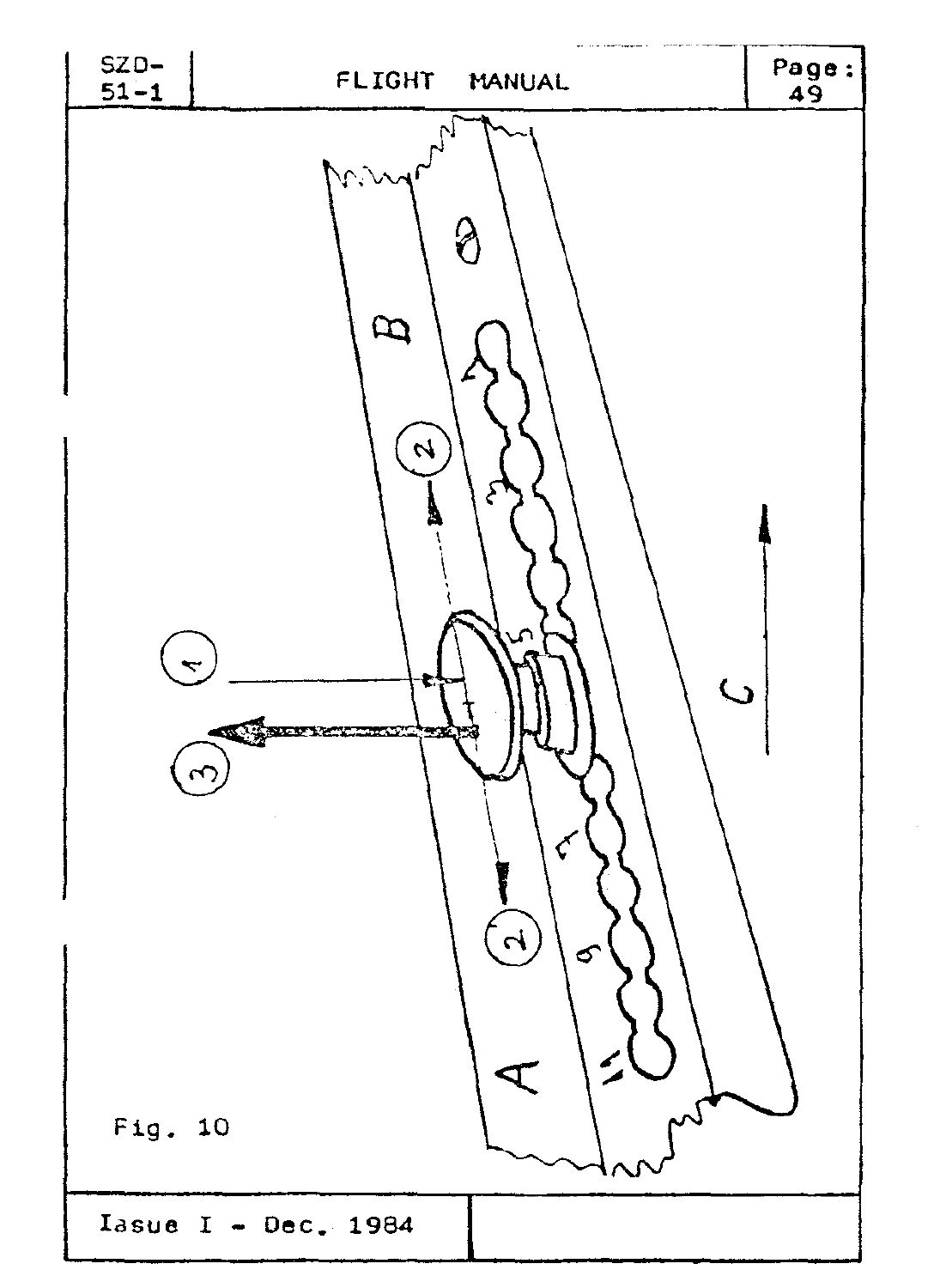Fig. 10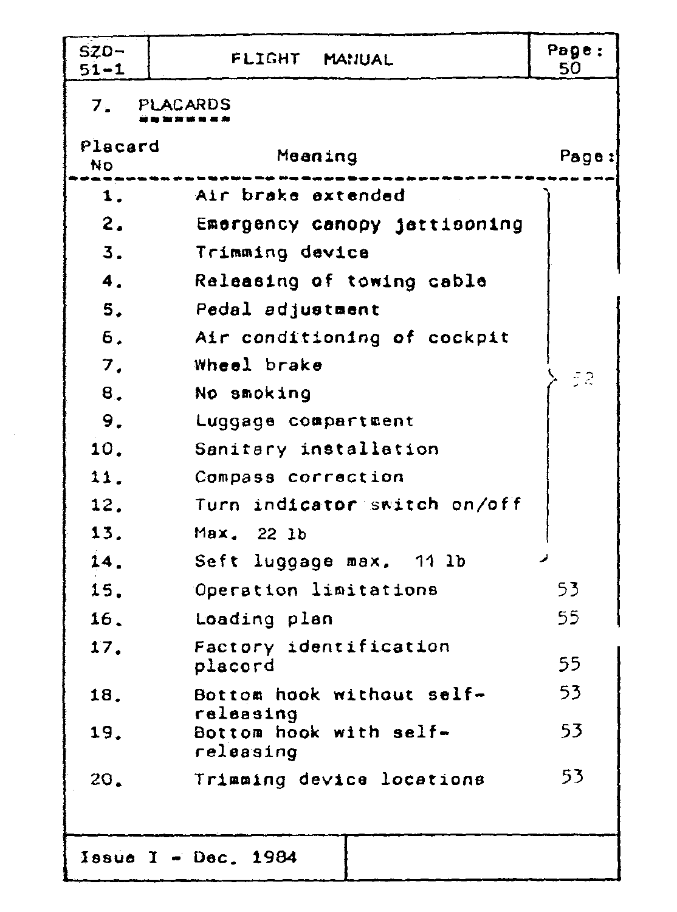## 7. PLACARDS

| Placard No | Meaning | Page: |
|---|---|---|
| 1. | Air brake extended | 52 |
| 2. | Emergency canopy jettisoning | 52 |
| 3. | Trimming device | 52 |
| 4. | Releasing of towing cable | 52 |
| 5. | Pedal adjustment | 52 |
| 6. | Air conditioning of cockpit | 52 |
| 7. | Wheel brake | 52 |
| 8. | No smoking | 52 |
| 9. | Luggage compartment | 52 |
| 10. | Sanitary installation | 52 |
| 11. | Compass correction | 52 |
| 12. | Turn indicator switch on/off | 52 |
| 13. | Max. 22 lb | 52 |
| 14. | Soft luggage max. 11 lb | 52 |
| 15. | Operation limitations | 53 |
| 16. | Loading plan | 55 |
| 17. | Factory identification placord | 55 |
| 18. | Bottom hook without self-releasing | 53 |
| 19. | Bottom hook with self-releasing | 53 |
| 20. | Trimming device locations | 53 |

Issue I - Dec. 1984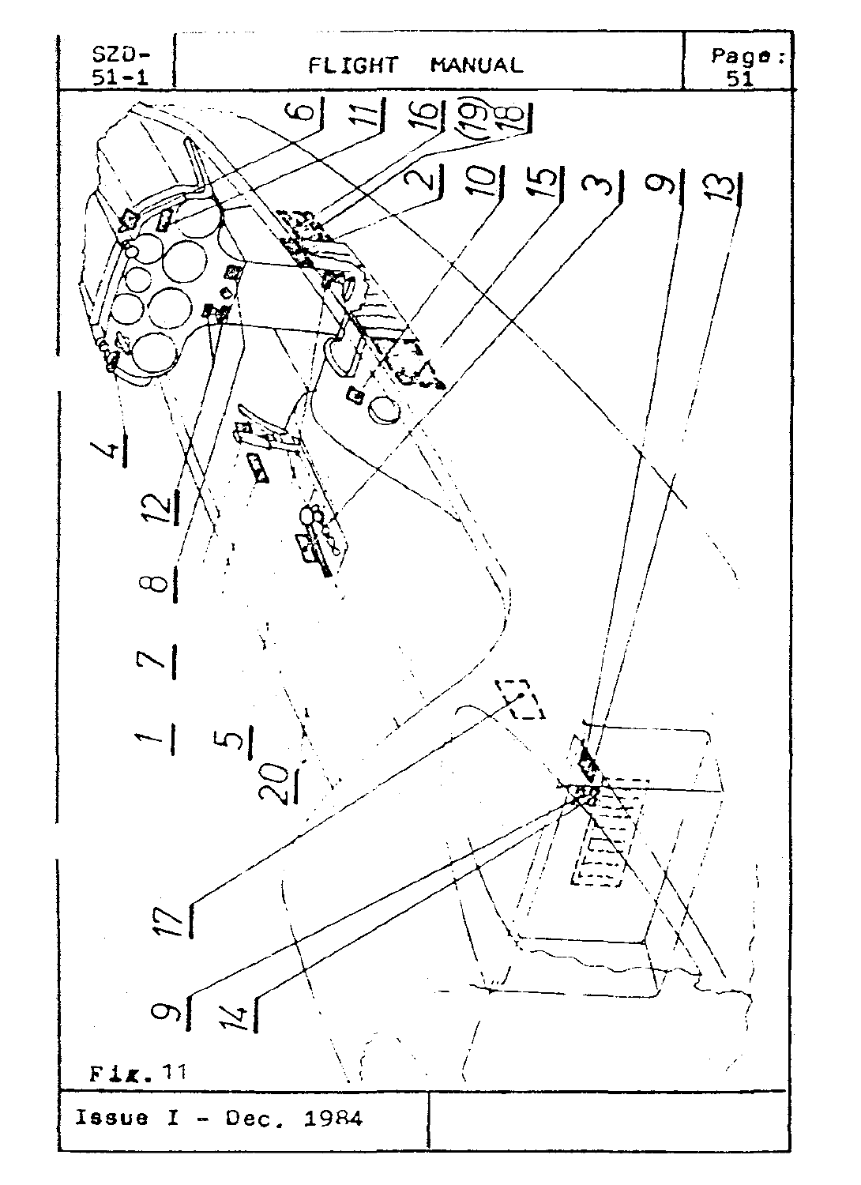Fig. 11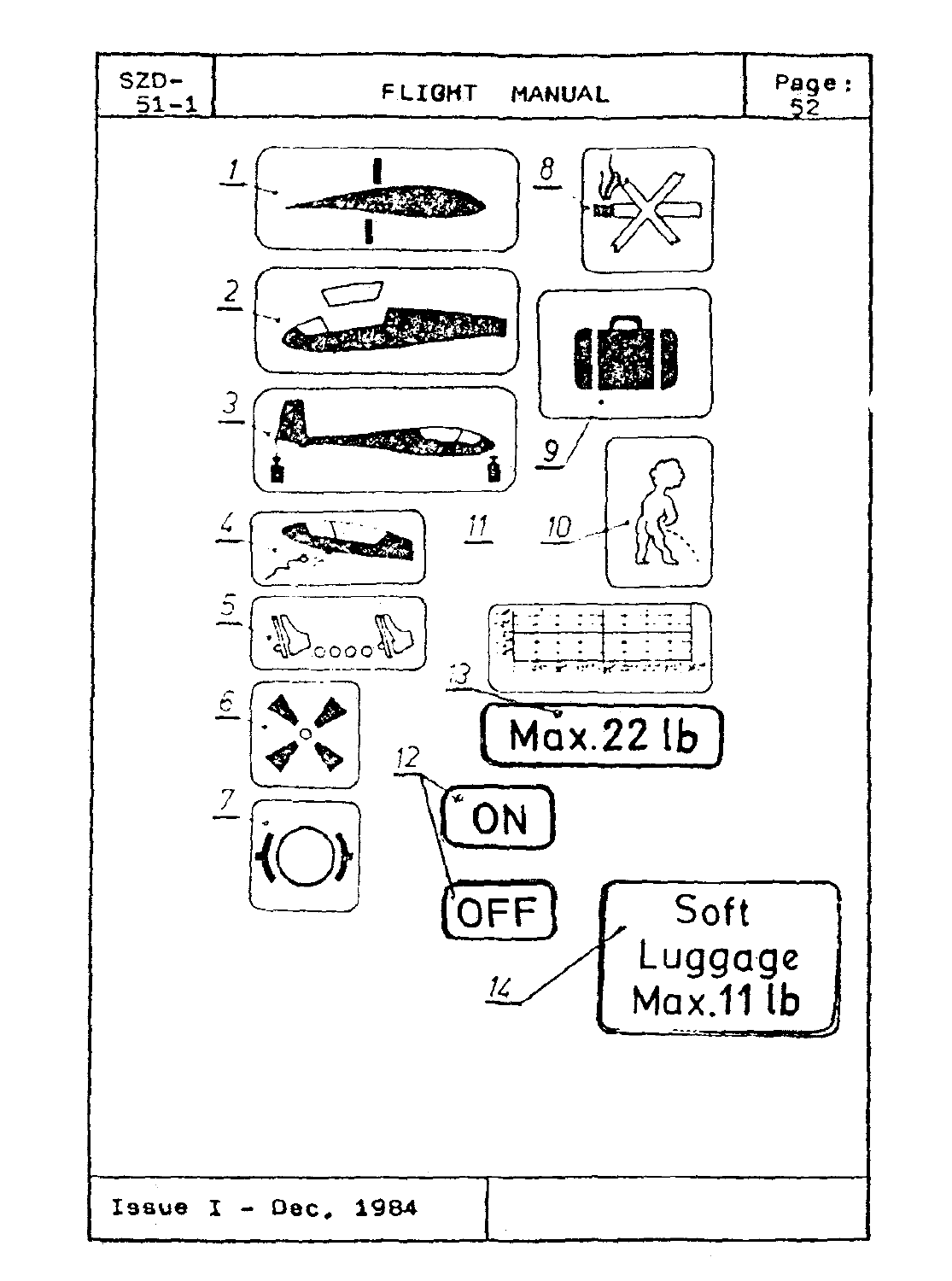1

8

2

9

3

10

4

11

5

6

13

Max.22 lb

12

7

ON

OFF

14

Soft Luggage Max.11 lb

Issue I - Dec. 1984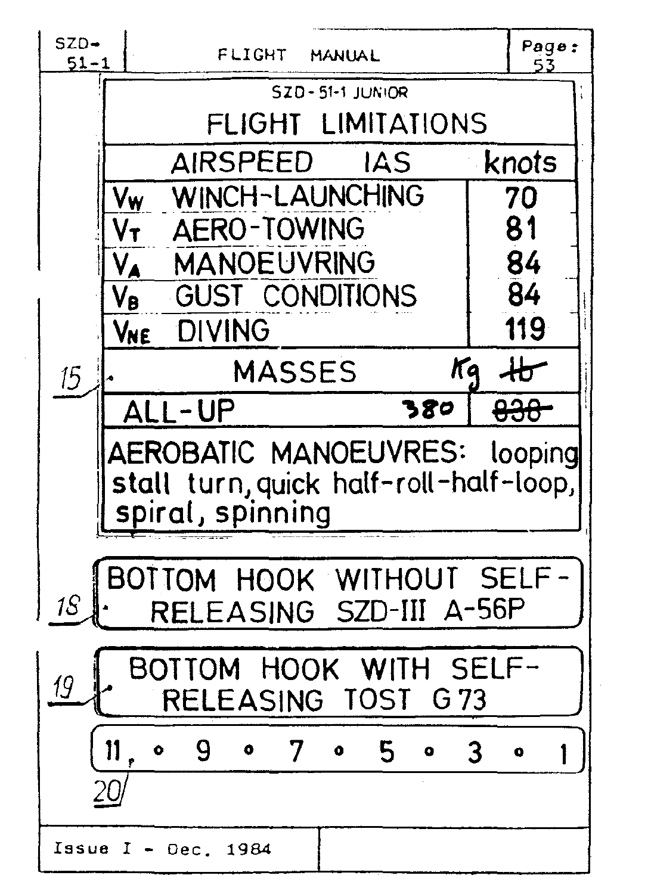15

SZD-51-1 JUNIOR

## FLIGHT LIMITATIONS

| AIRSPEED IAS | knots |
|---|---|
| $V_W$ WINCH-LAUNCHING | 70 |
| $V_T$ AERO-TOWING | 81 |
| $V_A$ MANOEUVRING | 84 |
| $V_B$ GUST CONDITIONS | 84 |
| $V_{NE}$ DIVING | 119 |
| MASSES | Kg ~~lb~~ |
| ALL-UP 380 | ~~838~~ |

AEROBATIC MANOEUVRES: looping stall turn, quick half-roll-half-loop, spiral, spinning

18

BOTTOM HOOK WITHOUT SELF-RELEASING SZD-III A-56P

19

BOTTOM HOOK WITH SELF-RELEASING TOST G 73

20

11 ∘ 9 ∘ 7 ∘ 5 ∘ 3 ∘ 1

Issue I - Dec. 1984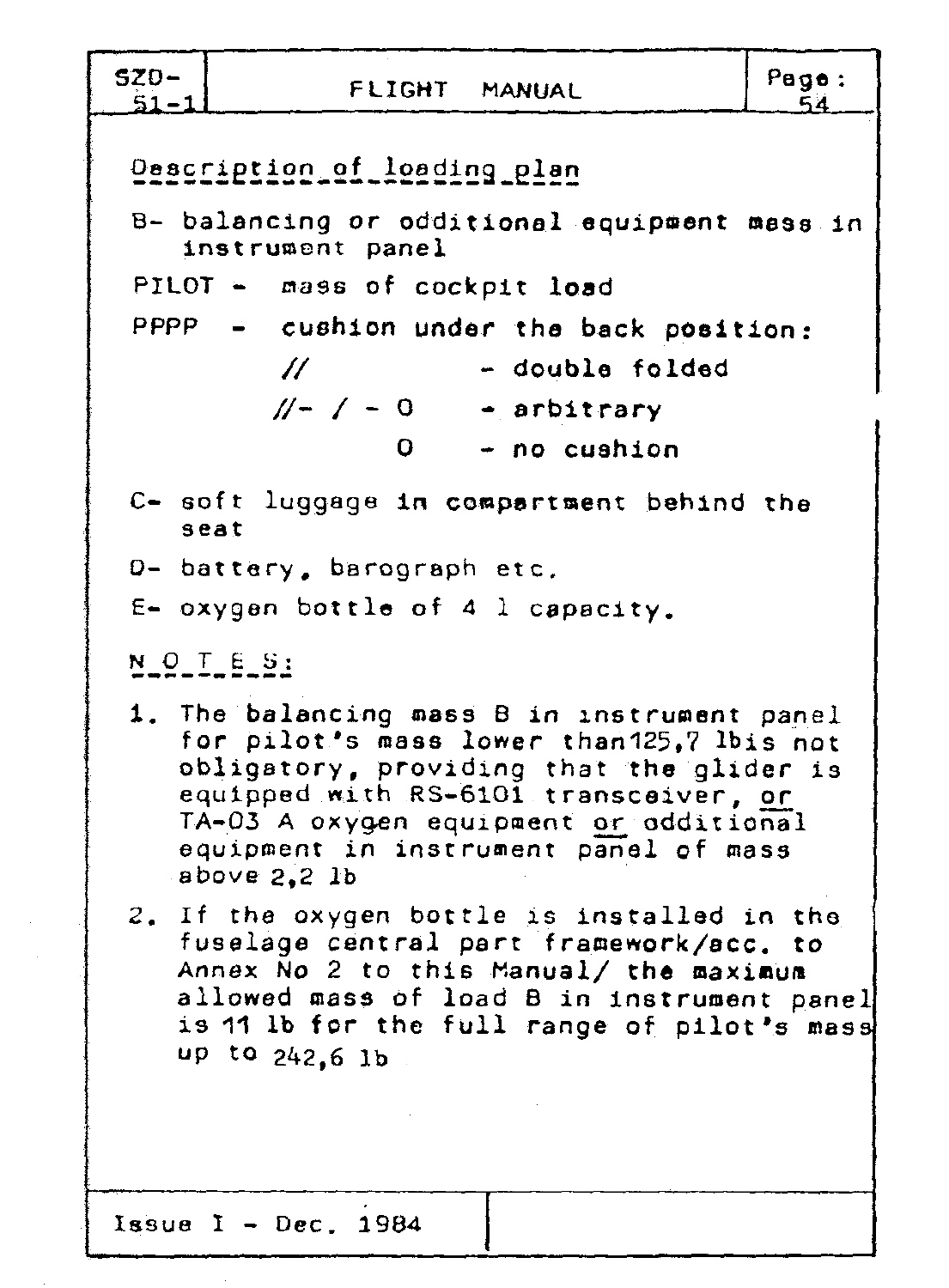## Description of loading plan

B- balancing or additional equipment mass in instrument panel

PILOT - mass of cockpit load

PPPP - cushion under the back position:

- // - double folded
- //- / - 0 - arbitrary
- 0 - no cushion

C- soft luggage in compartment behind the seat

D- battery, barograph etc.

E- oxygen bottle of 4 l capacity.

## NOTES:

1. The balancing mass B in instrument panel for pilot's mass lower than125,7 lbis not obligatory, providing that the glider is equipped with RS-6101 transceiver, <u>or</u> TA-03 A oxygen equipment <u>or</u> additional equipment in instrument panel of mass above 2,2 lb
2. If the oxygen bottle is installed in the fuselage central part framework/acc. to Annex No 2 to this Manual/ the maximum allowed mass of load B in instrument panel is 11 lb for the full range of pilot's mass up to 242,6 lb

Issue I - Dec. 1984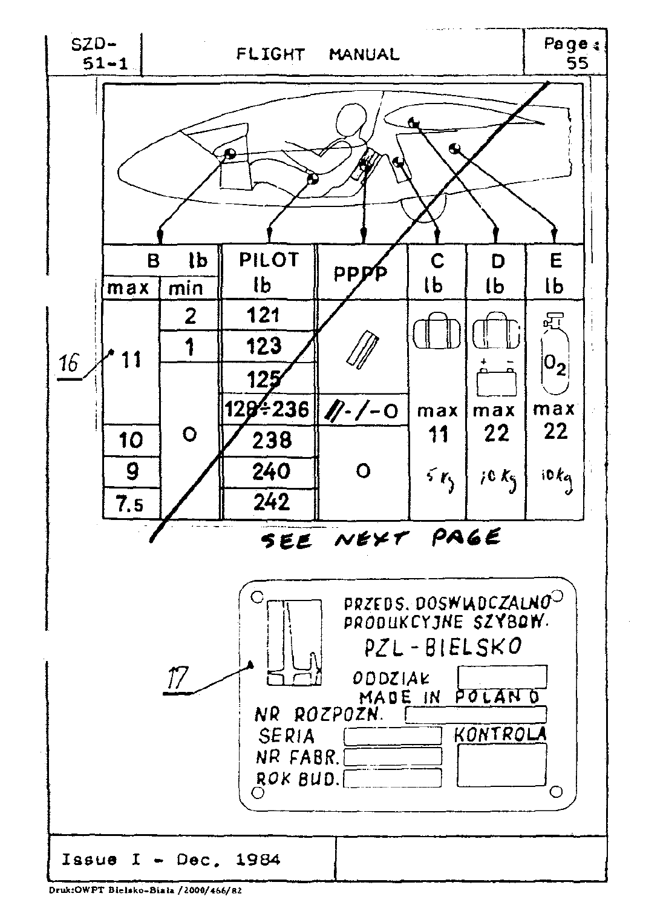| B lb | | PILOT lb | PPPP | C lb | D lb | E lb |
|---|---|---|---|---|---|---|
| max | min | | | | | |
| 11 | 2 | 121 | | max 11 5 kg | max 22 10 kg | $O_2$ max 22 10 kg |
| | 1 | 123 | | | | |
| | 0 | 125 | | | | |
| | | 128÷236 | //-/-O | | | |
| 10 | | 238 | O | | | |
| 9 | | 240 | | | | |
| 7.5 | | 242 | | | | |

16

SEE NEXT PAGE

17

PRZEDS. DOSWIADCZALNO PRODUKCYJNE SZYBOW.
PZL-BIELSKO
ODDZIAL
MADE IN POLAND
NR ROZPOZN.
SERIA
KONTROLA
NR FABR.
ROK BUD.

Issue I - Dec. 1984

Druk:OWPT Bielsko-Biala /2000/466/82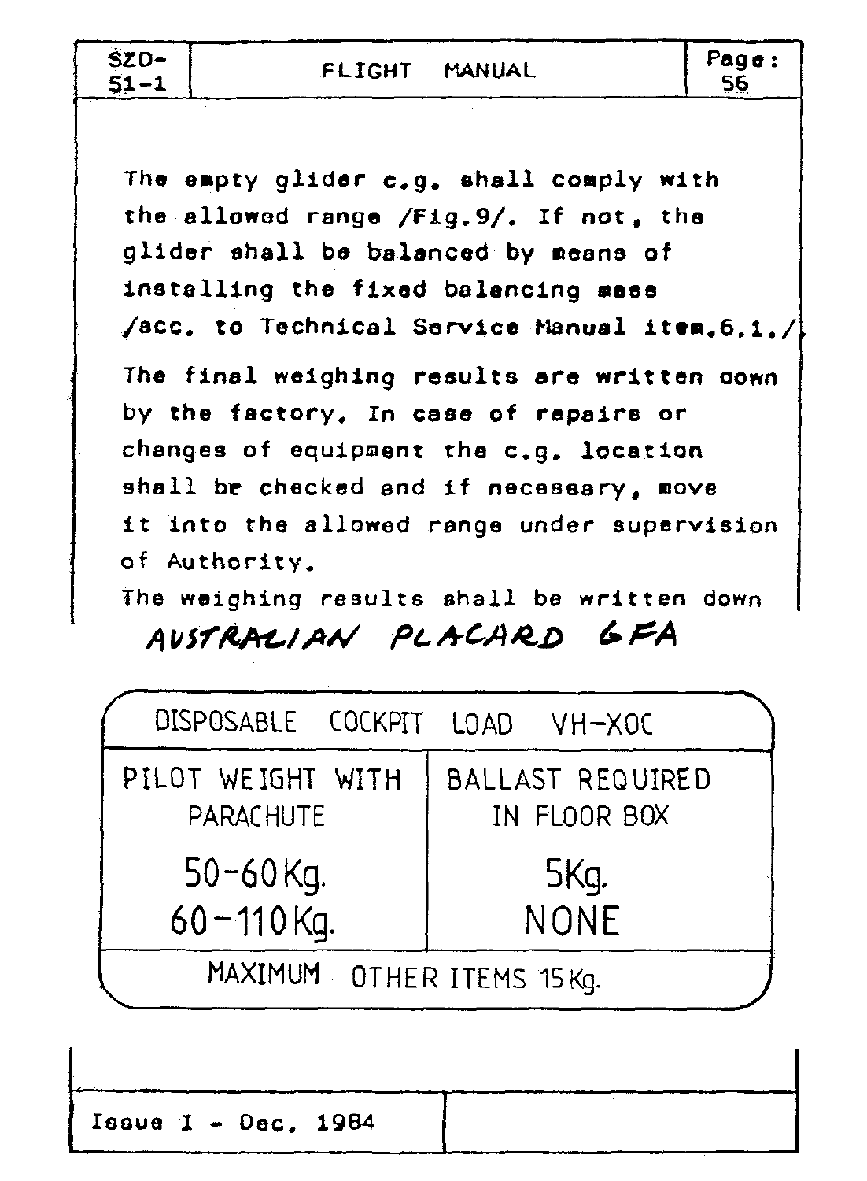The empty glider c.g. shall comply with the allowed range /Fig.9/. If not, the glider shall be balanced by means of installing the fixed balancing mass /acc. to Technical Service Manual item.6.1./

The final weighing results are written down by the factory. In case of repairs or changes of equipment the c.g. location shall be checked and if necessary, move it into the allowed range under supervision of Authority.

The weighing results shall be written down

AUSTRALIAN PLACARD GFA

| DISPOSABLE COCKPIT LOAD VH-XOC | |
|---|---|
| PILOT WEIGHT WITH PARACHUTE | BALLAST REQUIRED IN FLOOR BOX |
| 50-60 Kg. | 5Kg. |
| 60-110 Kg. | NONE |
| MAXIMUM OTHER ITEMS 15 Kg. | |

Issue I - Dec. 1984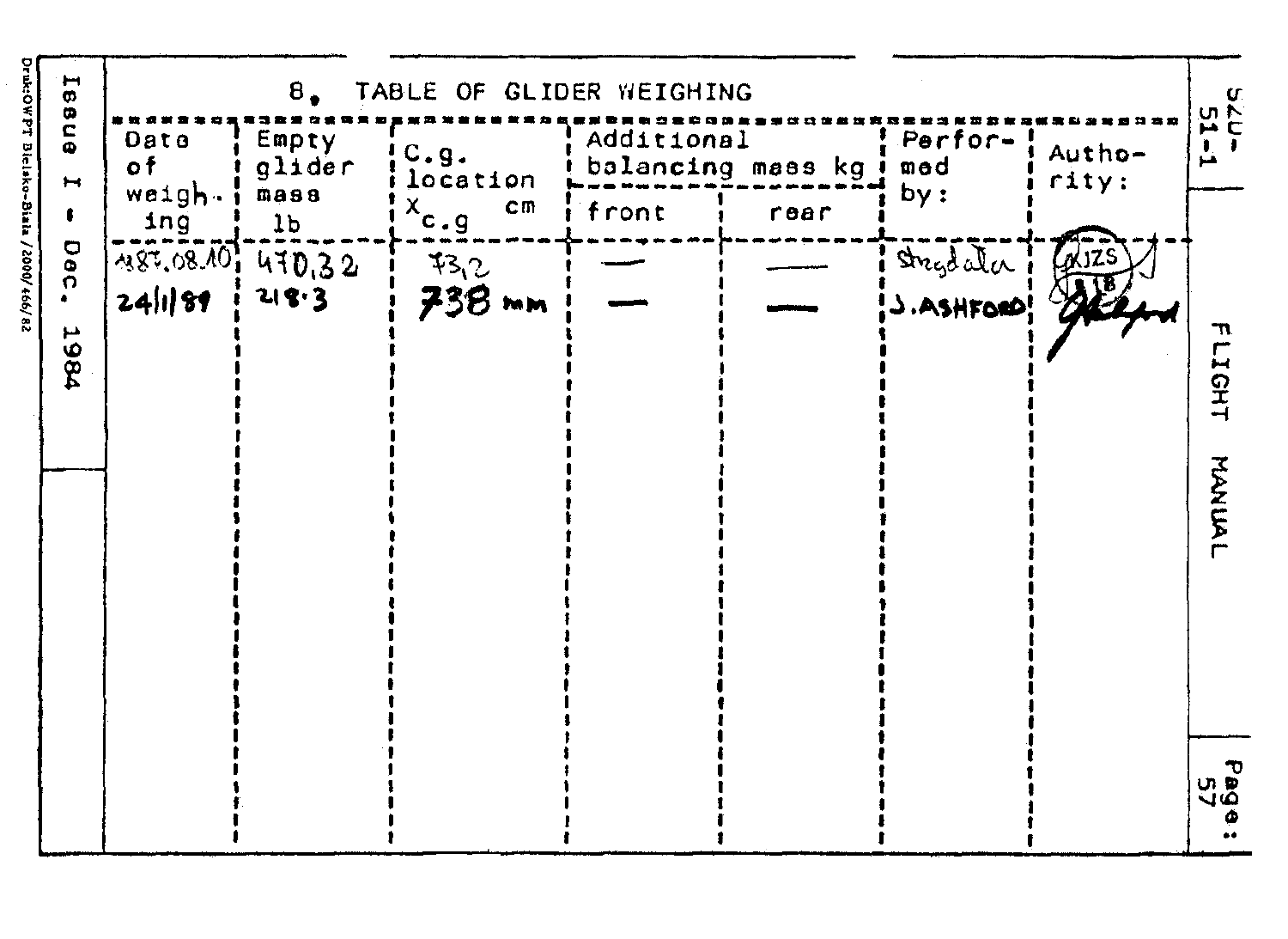## 8. TABLE OF GLIDER WEIGHING

| Date of weighing | Empty glider mass lb | C.g. location $x_{c.g}$ cm | Additional balancing mass kg | | Performed by: | Authority: |
|---|---|---|---|---|---|---|
| | | | front | rear | | |
| 1987.08.10 | 470,32 | 73,2 | — | — | Strzydała | (stamp) |
| 24/1/89 | 218·3 | 738 mm | — | — | J. ASHFORD | (signature) |